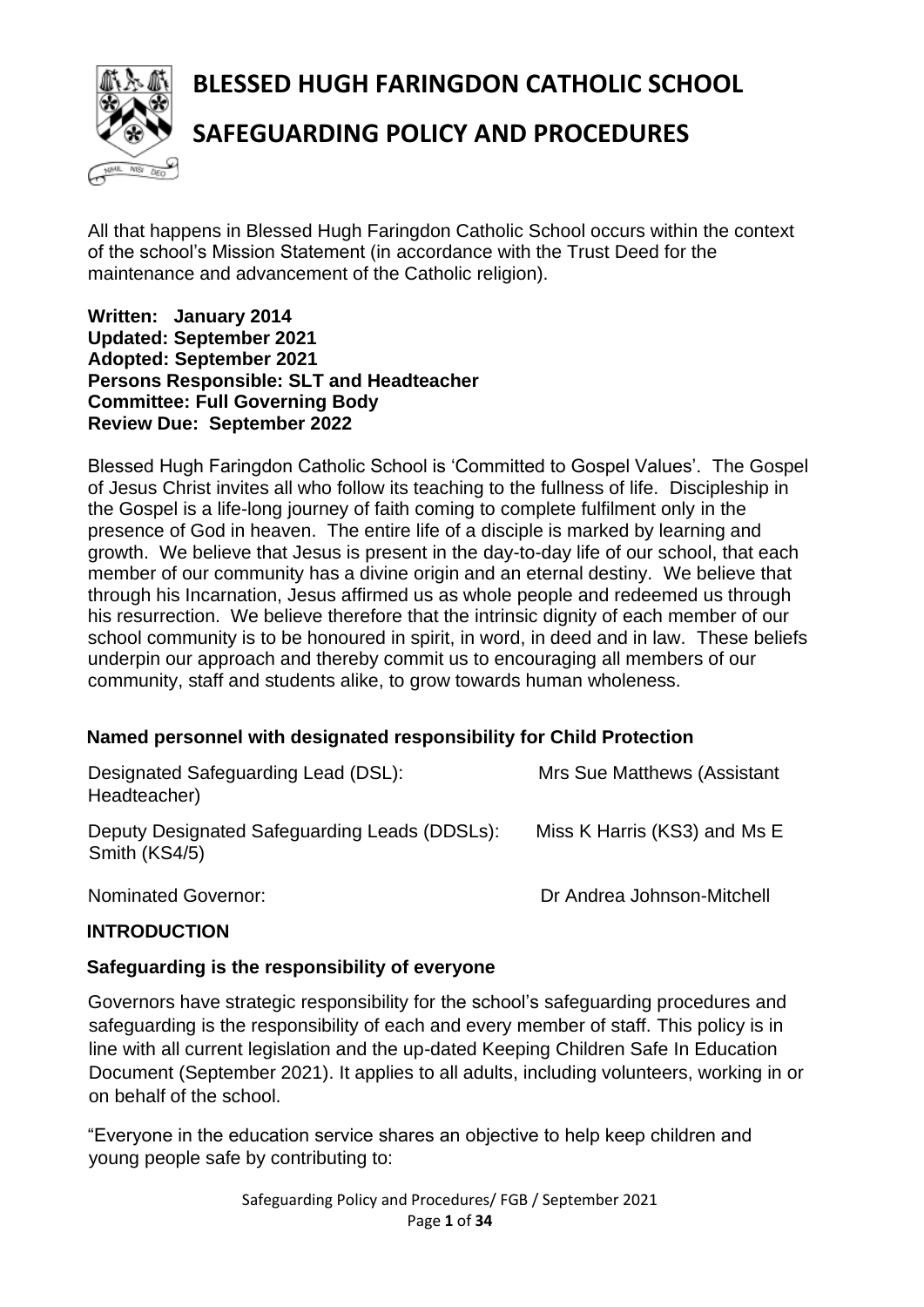# BLESSED HUGH FARINGDON CATHOLIC SCHOOL

# SAFEGUARDING POLICY AND PROCEDURES

All that happens in Blessed Hugh Faringdon Catholic School occurs within the context of the school's Mission Statement (in accordance with the Trust Deed for the maintenance and advancement of the Catholic religion).

**Written: January 2014**
**Updated: September 2021**
**Adopted: September 2021**
**Persons Responsible: SLT and Headteacher**
**Committee: Full Governing Body**
**Review Due: September 2022**

Blessed Hugh Faringdon Catholic School is 'Committed to Gospel Values'. The Gospel of Jesus Christ invites all who follow its teaching to the fullness of life. Discipleship in the Gospel is a life-long journey of faith coming to complete fulfilment only in the presence of God in heaven. The entire life of a disciple is marked by learning and growth. We believe that Jesus is present in the day-to-day life of our school, that each member of our community has a divine origin and an eternal destiny. We believe that through his Incarnation, Jesus affirmed us as whole people and redeemed us through his resurrection. We believe therefore that the intrinsic dignity of each member of our school community is to be honoured in spirit, in word, in deed and in law. These beliefs underpin our approach and thereby commit us to encouraging all members of our community, staff and students alike, to grow towards human wholeness.

### Named personnel with designated responsibility for Child Protection

Designated Safeguarding Lead (DSL): Mrs Sue Matthews (Assistant Headteacher)

Deputy Designated Safeguarding Leads (DDSLs): Miss K Harris (KS3) and Ms E Smith (KS4/5)

Nominated Governor: Dr Andrea Johnson-Mitchell

## INTRODUCTION

### Safeguarding is the responsibility of everyone

Governors have strategic responsibility for the school's safeguarding procedures and safeguarding is the responsibility of each and every member of staff. This policy is in line with all current legislation and the up-dated Keeping Children Safe In Education Document (September 2021). It applies to all adults, including volunteers, working in or on behalf of the school.

"Everyone in the education service shares an objective to help keep children and young people safe by contributing to: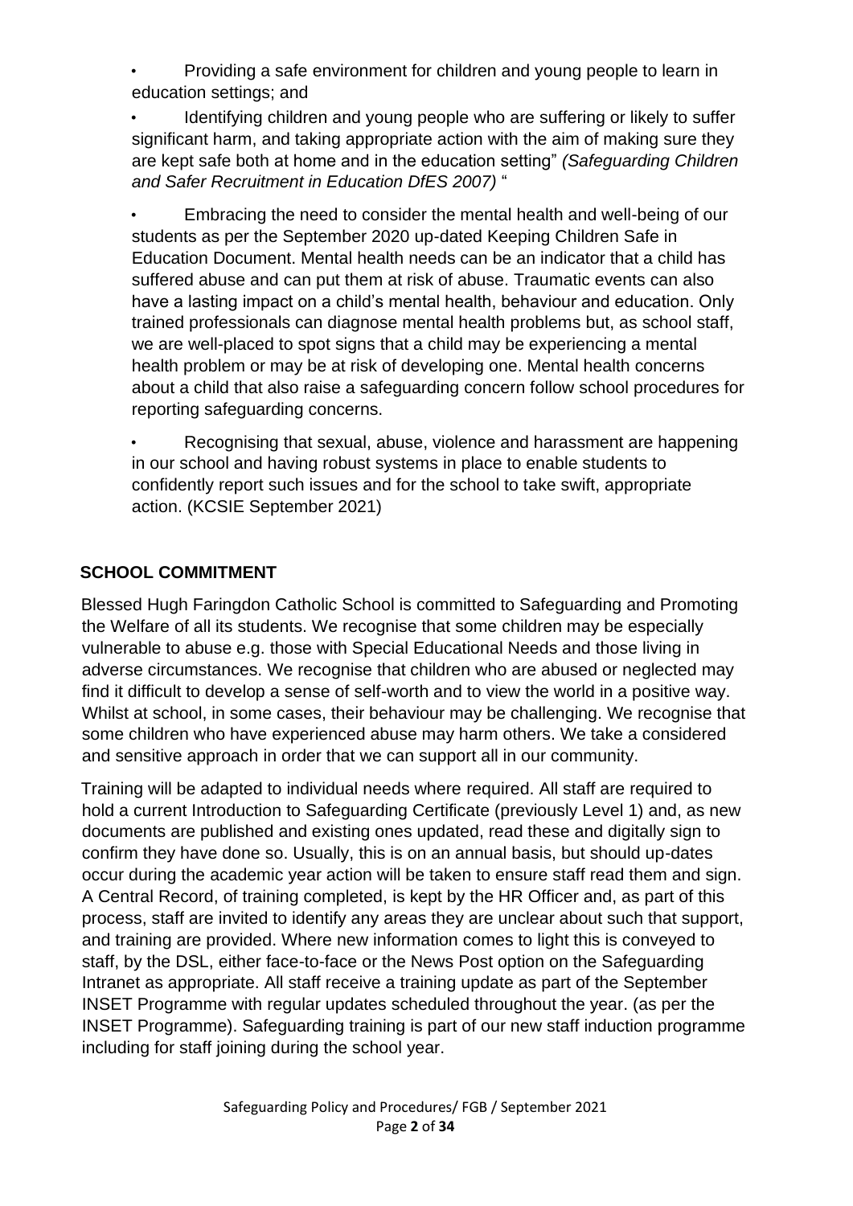- Providing a safe environment for children and young people to learn in education settings; and
- Identifying children and young people who are suffering or likely to suffer significant harm, and taking appropriate action with the aim of making sure they are kept safe both at home and in the education setting" *(Safeguarding Children and Safer Recruitment in Education DfES 2007)* "
- Embracing the need to consider the mental health and well-being of our students as per the September 2020 up-dated Keeping Children Safe in Education Document. Mental health needs can be an indicator that a child has suffered abuse and can put them at risk of abuse. Traumatic events can also have a lasting impact on a child's mental health, behaviour and education. Only trained professionals can diagnose mental health problems but, as school staff, we are well-placed to spot signs that a child may be experiencing a mental health problem or may be at risk of developing one. Mental health concerns about a child that also raise a safeguarding concern follow school procedures for reporting safeguarding concerns.
- Recognising that sexual, abuse, violence and harassment are happening in our school and having robust systems in place to enable students to confidently report such issues and for the school to take swift, appropriate action. (KCSIE September 2021)

## SCHOOL COMMITMENT

Blessed Hugh Faringdon Catholic School is committed to Safeguarding and Promoting the Welfare of all its students. We recognise that some children may be especially vulnerable to abuse e.g. those with Special Educational Needs and those living in adverse circumstances. We recognise that children who are abused or neglected may find it difficult to develop a sense of self-worth and to view the world in a positive way. Whilst at school, in some cases, their behaviour may be challenging. We recognise that some children who have experienced abuse may harm others. We take a considered and sensitive approach in order that we can support all in our community.

Training will be adapted to individual needs where required. All staff are required to hold a current Introduction to Safeguarding Certificate (previously Level 1) and, as new documents are published and existing ones updated, read these and digitally sign to confirm they have done so. Usually, this is on an annual basis, but should up-dates occur during the academic year action will be taken to ensure staff read them and sign. A Central Record, of training completed, is kept by the HR Officer and, as part of this process, staff are invited to identify any areas they are unclear about such that support, and training are provided. Where new information comes to light this is conveyed to staff, by the DSL, either face-to-face or the News Post option on the Safeguarding Intranet as appropriate. All staff receive a training update as part of the September INSET Programme with regular updates scheduled throughout the year. (as per the INSET Programme). Safeguarding training is part of our new staff induction programme including for staff joining during the school year.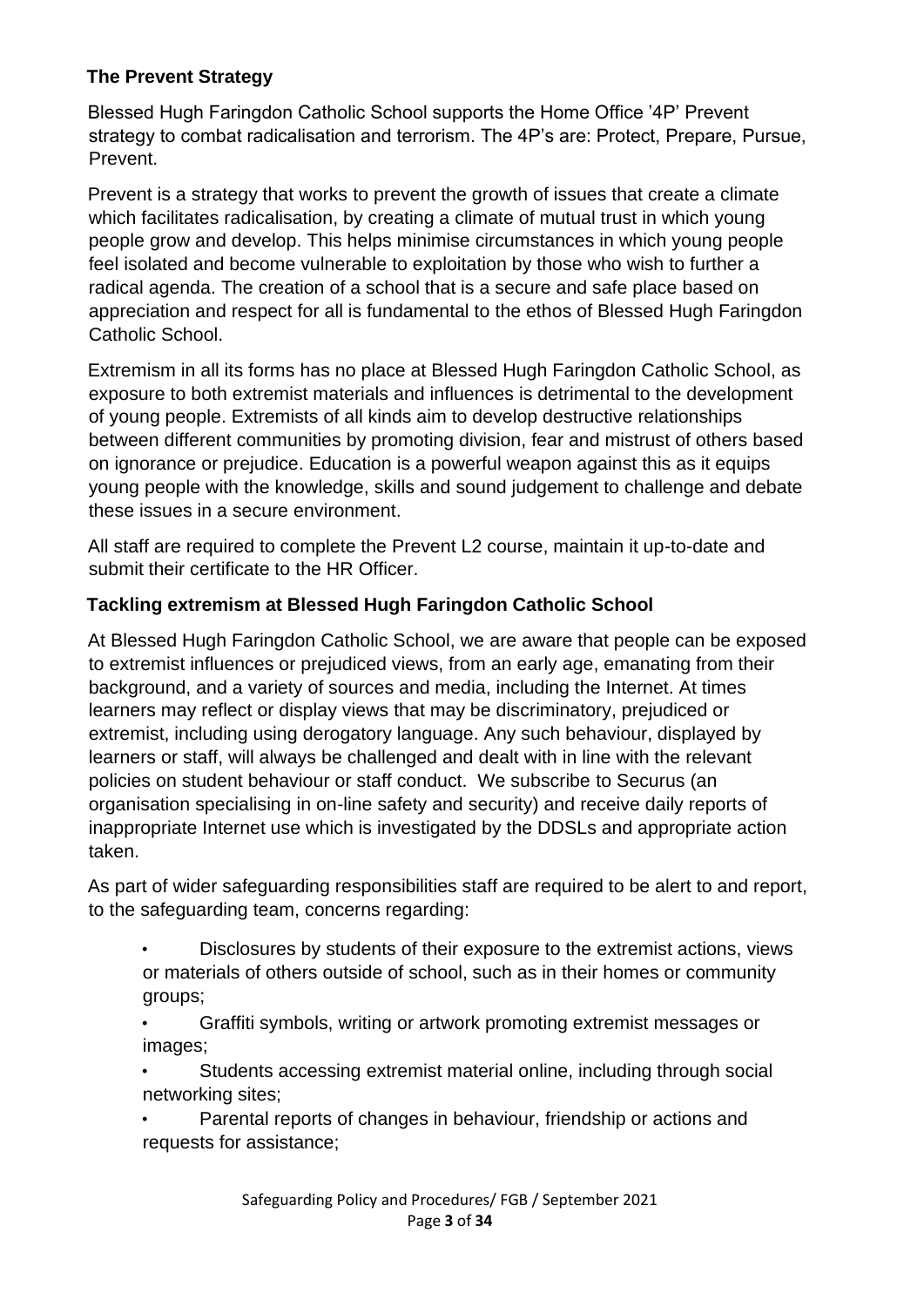## The Prevent Strategy

Blessed Hugh Faringdon Catholic School supports the Home Office '4P' Prevent strategy to combat radicalisation and terrorism. The 4P's are: Protect, Prepare, Pursue, Prevent.

Prevent is a strategy that works to prevent the growth of issues that create a climate which facilitates radicalisation, by creating a climate of mutual trust in which young people grow and develop. This helps minimise circumstances in which young people feel isolated and become vulnerable to exploitation by those who wish to further a radical agenda. The creation of a school that is a secure and safe place based on appreciation and respect for all is fundamental to the ethos of Blessed Hugh Faringdon Catholic School.

Extremism in all its forms has no place at Blessed Hugh Faringdon Catholic School, as exposure to both extremist materials and influences is detrimental to the development of young people. Extremists of all kinds aim to develop destructive relationships between different communities by promoting division, fear and mistrust of others based on ignorance or prejudice. Education is a powerful weapon against this as it equips young people with the knowledge, skills and sound judgement to challenge and debate these issues in a secure environment.

All staff are required to complete the Prevent L2 course, maintain it up-to-date and submit their certificate to the HR Officer.

## Tackling extremism at Blessed Hugh Faringdon Catholic School

At Blessed Hugh Faringdon Catholic School, we are aware that people can be exposed to extremist influences or prejudiced views, from an early age, emanating from their background, and a variety of sources and media, including the Internet. At times learners may reflect or display views that may be discriminatory, prejudiced or extremist, including using derogatory language. Any such behaviour, displayed by learners or staff, will always be challenged and dealt with in line with the relevant policies on student behaviour or staff conduct. We subscribe to Securus (an organisation specialising in on-line safety and security) and receive daily reports of inappropriate Internet use which is investigated by the DDSLs and appropriate action taken.

As part of wider safeguarding responsibilities staff are required to be alert to and report, to the safeguarding team, concerns regarding:

- Disclosures by students of their exposure to the extremist actions, views or materials of others outside of school, such as in their homes or community groups;
- Graffiti symbols, writing or artwork promoting extremist messages or images;
- Students accessing extremist material online, including through social networking sites;
- Parental reports of changes in behaviour, friendship or actions and requests for assistance;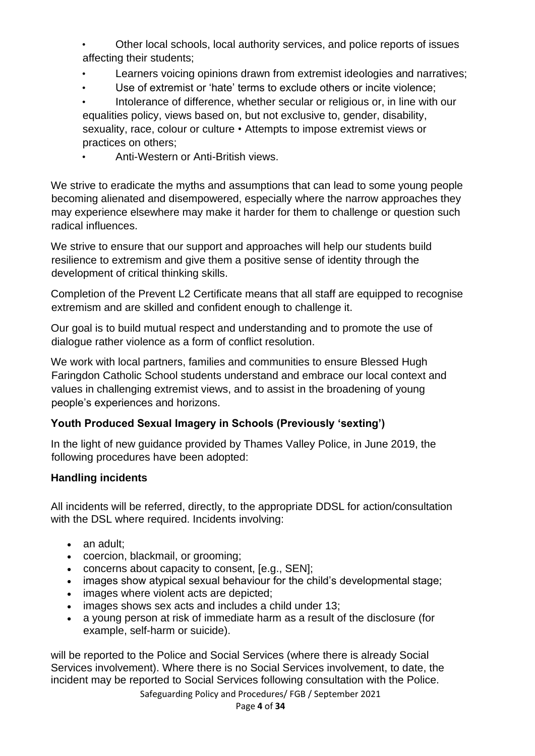- Other local schools, local authority services, and police reports of issues affecting their students;
- Learners voicing opinions drawn from extremist ideologies and narratives;
- Use of extremist or 'hate' terms to exclude others or incite violence;
- Intolerance of difference, whether secular or religious or, in line with our equalities policy, views based on, but not exclusive to, gender, disability, sexuality, race, colour or culture • Attempts to impose extremist views or practices on others;
- Anti-Western or Anti-British views.

We strive to eradicate the myths and assumptions that can lead to some young people becoming alienated and disempowered, especially where the narrow approaches they may experience elsewhere may make it harder for them to challenge or question such radical influences.

We strive to ensure that our support and approaches will help our students build resilience to extremism and give them a positive sense of identity through the development of critical thinking skills.

Completion of the Prevent L2 Certificate means that all staff are equipped to recognise extremism and are skilled and confident enough to challenge it.

Our goal is to build mutual respect and understanding and to promote the use of dialogue rather violence as a form of conflict resolution.

We work with local partners, families and communities to ensure Blessed Hugh Faringdon Catholic School students understand and embrace our local context and values in challenging extremist views, and to assist in the broadening of young people's experiences and horizons.

**Youth Produced Sexual Imagery in Schools (Previously 'sexting')**

In the light of new guidance provided by Thames Valley Police, in June 2019, the following procedures have been adopted:

**Handling incidents**

All incidents will be referred, directly, to the appropriate DDSL for action/consultation with the DSL where required. Incidents involving:

- an adult;
- coercion, blackmail, or grooming;
- concerns about capacity to consent, [e.g., SEN];
- images show atypical sexual behaviour for the child's developmental stage;
- images where violent acts are depicted;
- images shows sex acts and includes a child under 13;
- a young person at risk of immediate harm as a result of the disclosure (for example, self-harm or suicide).

will be reported to the Police and Social Services (where there is already Social Services involvement). Where there is no Social Services involvement, to date, the incident may be reported to Social Services following consultation with the Police.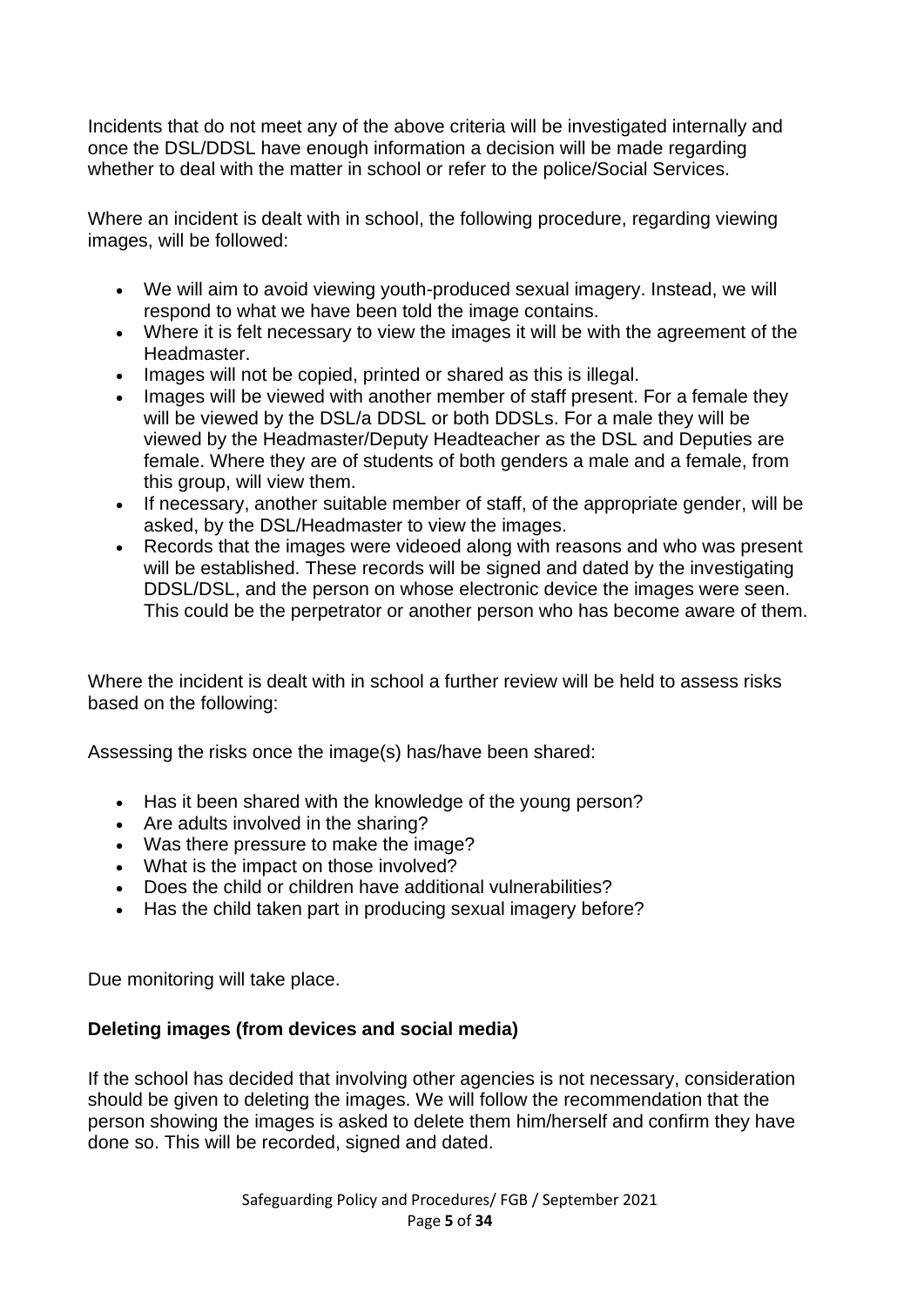Incidents that do not meet any of the above criteria will be investigated internally and once the DSL/DDSL have enough information a decision will be made regarding whether to deal with the matter in school or refer to the police/Social Services.

Where an incident is dealt with in school, the following procedure, regarding viewing images, will be followed:

- We will aim to avoid viewing youth-produced sexual imagery. Instead, we will respond to what we have been told the image contains.
- Where it is felt necessary to view the images it will be with the agreement of the Headmaster.
- Images will not be copied, printed or shared as this is illegal.
- Images will be viewed with another member of staff present. For a female they will be viewed by the DSL/a DDSL or both DDSLs. For a male they will be viewed by the Headmaster/Deputy Headteacher as the DSL and Deputies are female. Where they are of students of both genders a male and a female, from this group, will view them.
- If necessary, another suitable member of staff, of the appropriate gender, will be asked, by the DSL/Headmaster to view the images.
- Records that the images were videoed along with reasons and who was present will be established. These records will be signed and dated by the investigating DDSL/DSL, and the person on whose electronic device the images were seen. This could be the perpetrator or another person who has become aware of them.

Where the incident is dealt with in school a further review will be held to assess risks based on the following:

Assessing the risks once the image(s) has/have been shared:

- Has it been shared with the knowledge of the young person?
- Are adults involved in the sharing?
- Was there pressure to make the image?
- What is the impact on those involved?
- Does the child or children have additional vulnerabilities?
- Has the child taken part in producing sexual imagery before?

Due monitoring will take place.

**Deleting images (from devices and social media)**

If the school has decided that involving other agencies is not necessary, consideration should be given to deleting the images. We will follow the recommendation that the person showing the images is asked to delete them him/herself and confirm they have done so. This will be recorded, signed and dated.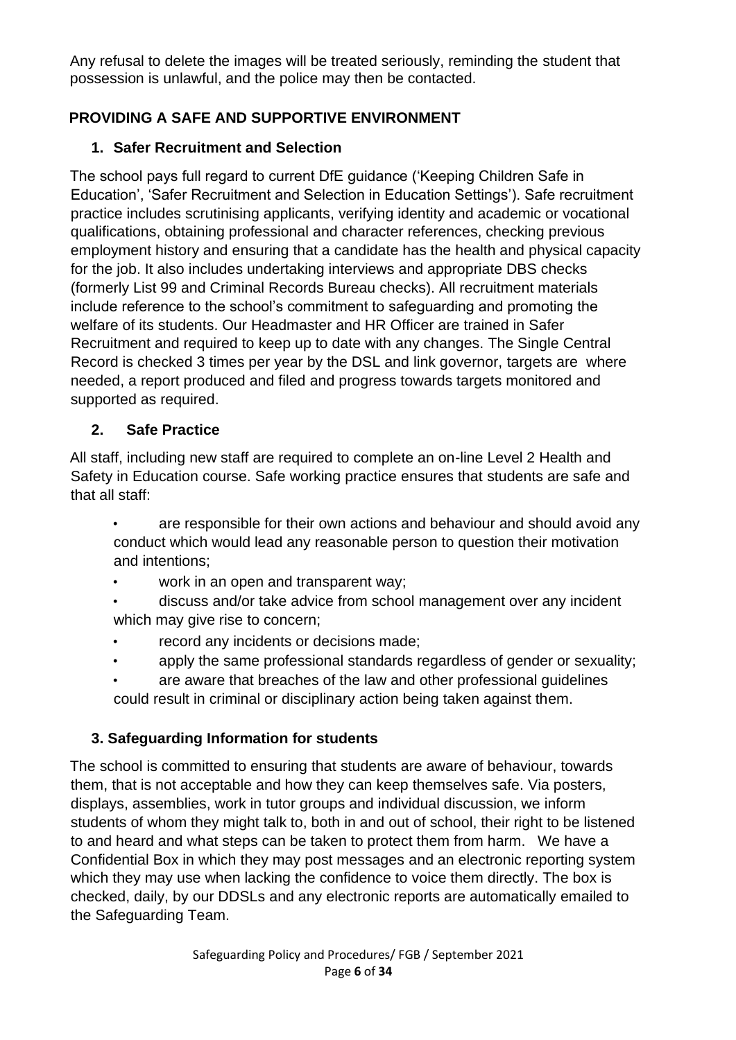Any refusal to delete the images will be treated seriously, reminding the student that possession is unlawful, and the police may then be contacted.

## PROVIDING A SAFE AND SUPPORTIVE ENVIRONMENT

### 1. Safer Recruitment and Selection

The school pays full regard to current DfE guidance ('Keeping Children Safe in Education', 'Safer Recruitment and Selection in Education Settings'). Safe recruitment practice includes scrutinising applicants, verifying identity and academic or vocational qualifications, obtaining professional and character references, checking previous employment history and ensuring that a candidate has the health and physical capacity for the job. It also includes undertaking interviews and appropriate DBS checks (formerly List 99 and Criminal Records Bureau checks). All recruitment materials include reference to the school's commitment to safeguarding and promoting the welfare of its students. Our Headmaster and HR Officer are trained in Safer Recruitment and required to keep up to date with any changes. The Single Central Record is checked 3 times per year by the DSL and link governor, targets are where needed, a report produced and filed and progress towards targets monitored and supported as required.

### 2. Safe Practice

All staff, including new staff are required to complete an on-line Level 2 Health and Safety in Education course. Safe working practice ensures that students are safe and that all staff:

- are responsible for their own actions and behaviour and should avoid any conduct which would lead any reasonable person to question their motivation and intentions;
- work in an open and transparent way;
- discuss and/or take advice from school management over any incident which may give rise to concern;
- record any incidents or decisions made;
- apply the same professional standards regardless of gender or sexuality;
- are aware that breaches of the law and other professional guidelines could result in criminal or disciplinary action being taken against them.

### 3. Safeguarding Information for students

The school is committed to ensuring that students are aware of behaviour, towards them, that is not acceptable and how they can keep themselves safe. Via posters, displays, assemblies, work in tutor groups and individual discussion, we inform students of whom they might talk to, both in and out of school, their right to be listened to and heard and what steps can be taken to protect them from harm. We have a Confidential Box in which they may post messages and an electronic reporting system which they may use when lacking the confidence to voice them directly. The box is checked, daily, by our DDSLs and any electronic reports are automatically emailed to the Safeguarding Team.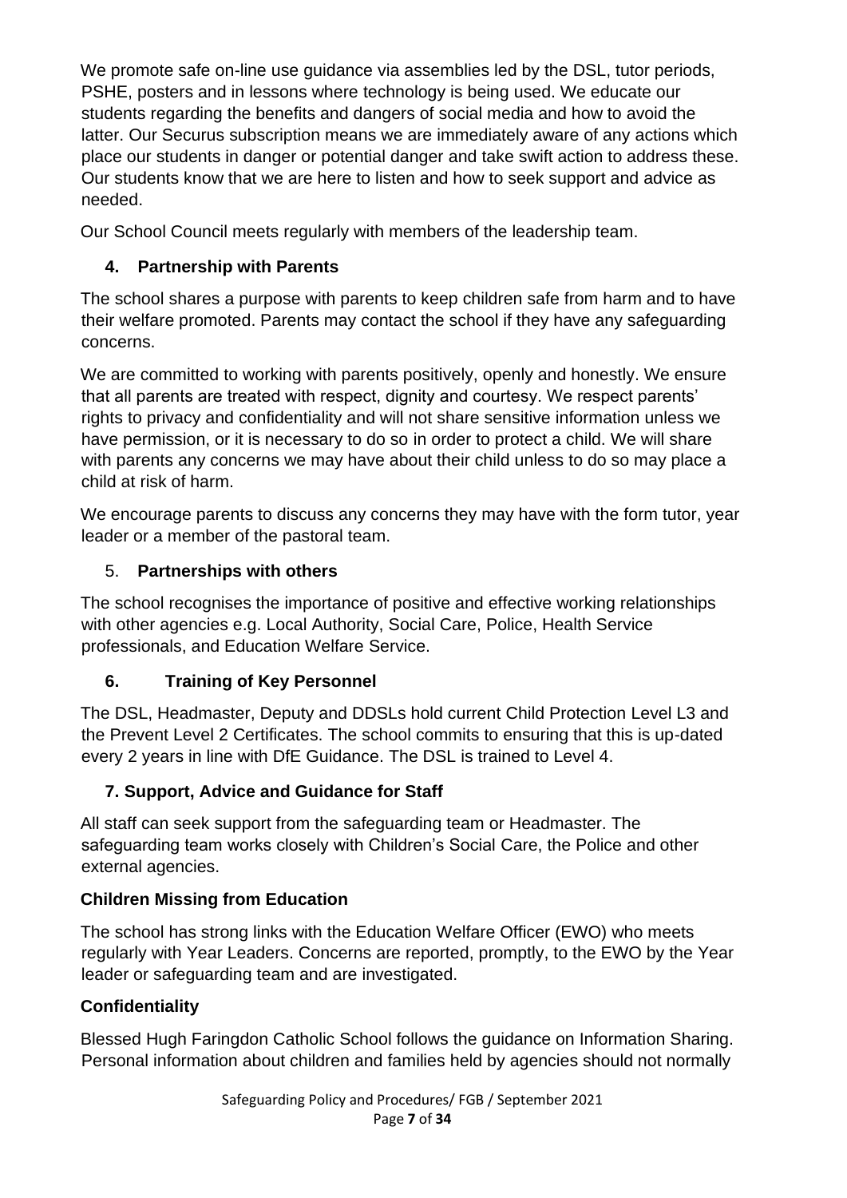We promote safe on-line use guidance via assemblies led by the DSL, tutor periods, PSHE, posters and in lessons where technology is being used. We educate our students regarding the benefits and dangers of social media and how to avoid the latter. Our Securus subscription means we are immediately aware of any actions which place our students in danger or potential danger and take swift action to address these. Our students know that we are here to listen and how to seek support and advice as needed.

Our School Council meets regularly with members of the leadership team.

## 4. Partnership with Parents

The school shares a purpose with parents to keep children safe from harm and to have their welfare promoted. Parents may contact the school if they have any safeguarding concerns.

We are committed to working with parents positively, openly and honestly. We ensure that all parents are treated with respect, dignity and courtesy. We respect parents' rights to privacy and confidentiality and will not share sensitive information unless we have permission, or it is necessary to do so in order to protect a child. We will share with parents any concerns we may have about their child unless to do so may place a child at risk of harm.

We encourage parents to discuss any concerns they may have with the form tutor, year leader or a member of the pastoral team.

## 5. Partnerships with others

The school recognises the importance of positive and effective working relationships with other agencies e.g. Local Authority, Social Care, Police, Health Service professionals, and Education Welfare Service.

## 6. Training of Key Personnel

The DSL, Headmaster, Deputy and DDSLs hold current Child Protection Level L3 and the Prevent Level 2 Certificates. The school commits to ensuring that this is up-dated every 2 years in line with DfE Guidance. The DSL is trained to Level 4.

## 7. Support, Advice and Guidance for Staff

All staff can seek support from the safeguarding team or Headmaster. The safeguarding team works closely with Children's Social Care, the Police and other external agencies.

### Children Missing from Education

The school has strong links with the Education Welfare Officer (EWO) who meets regularly with Year Leaders. Concerns are reported, promptly, to the EWO by the Year leader or safeguarding team and are investigated.

### Confidentiality

Blessed Hugh Faringdon Catholic School follows the guidance on Information Sharing. Personal information about children and families held by agencies should not normally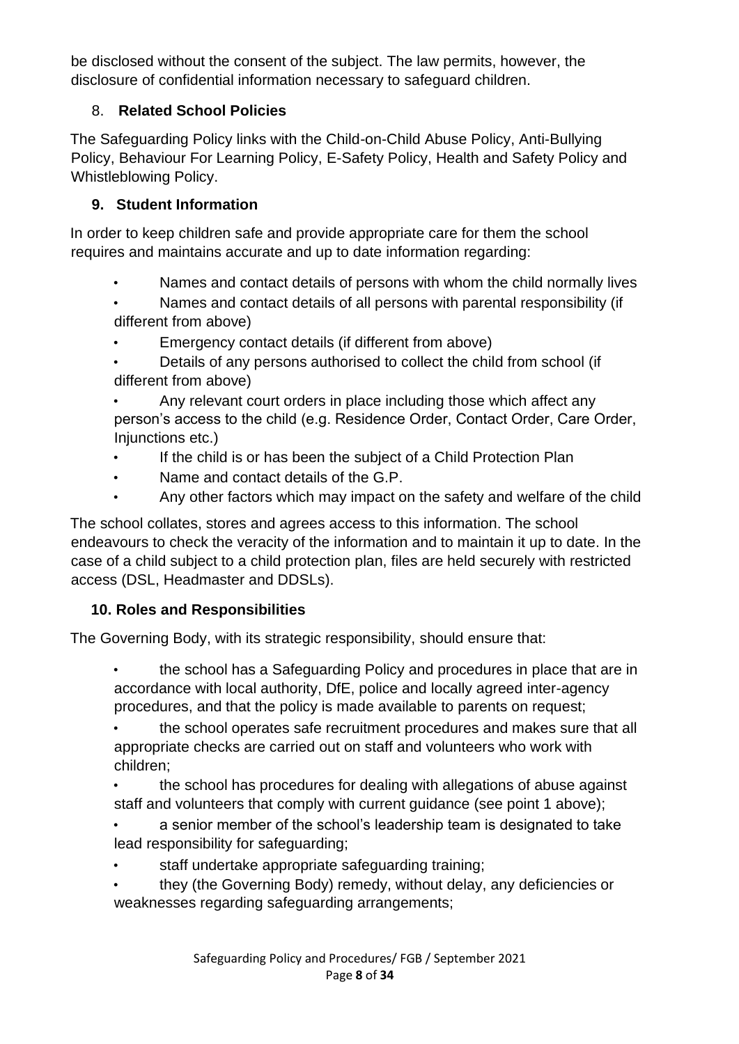be disclosed without the consent of the subject. The law permits, however, the disclosure of confidential information necessary to safeguard children.

## 8. **Related School Policies**

The Safeguarding Policy links with the Child-on-Child Abuse Policy, Anti-Bullying Policy, Behaviour For Learning Policy, E-Safety Policy, Health and Safety Policy and Whistleblowing Policy.

## 9. Student Information

In order to keep children safe and provide appropriate care for them the school requires and maintains accurate and up to date information regarding:

- Names and contact details of persons with whom the child normally lives
- Names and contact details of all persons with parental responsibility (if different from above)
- Emergency contact details (if different from above)
- Details of any persons authorised to collect the child from school (if different from above)
- Any relevant court orders in place including those which affect any person's access to the child (e.g. Residence Order, Contact Order, Care Order, Injunctions etc.)
- If the child is or has been the subject of a Child Protection Plan
- Name and contact details of the G.P.
- Any other factors which may impact on the safety and welfare of the child

The school collates, stores and agrees access to this information. The school endeavours to check the veracity of the information and to maintain it up to date. In the case of a child subject to a child protection plan, files are held securely with restricted access (DSL, Headmaster and DDSLs).

## 10. Roles and Responsibilities

The Governing Body, with its strategic responsibility, should ensure that:

- the school has a Safeguarding Policy and procedures in place that are in accordance with local authority, DfE, police and locally agreed inter-agency procedures, and that the policy is made available to parents on request;
- the school operates safe recruitment procedures and makes sure that all appropriate checks are carried out on staff and volunteers who work with children;
- the school has procedures for dealing with allegations of abuse against staff and volunteers that comply with current guidance (see point 1 above);
- a senior member of the school's leadership team is designated to take lead responsibility for safeguarding;
- staff undertake appropriate safeguarding training;
- they (the Governing Body) remedy, without delay, any deficiencies or weaknesses regarding safeguarding arrangements;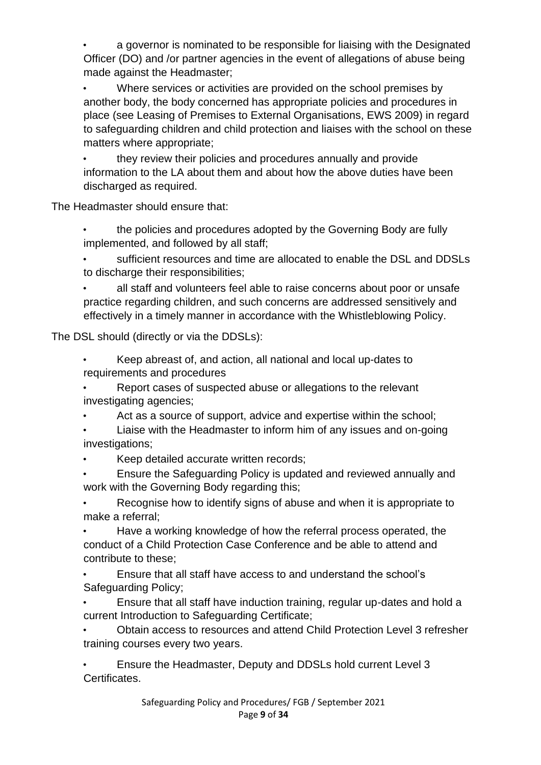- a governor is nominated to be responsible for liaising with the Designated Officer (DO) and /or partner agencies in the event of allegations of abuse being made against the Headmaster;
- Where services or activities are provided on the school premises by another body, the body concerned has appropriate policies and procedures in place (see Leasing of Premises to External Organisations, EWS 2009) in regard to safeguarding children and child protection and liaises with the school on these matters where appropriate;
- they review their policies and procedures annually and provide information to the LA about them and about how the above duties have been discharged as required.

The Headmaster should ensure that:

- the policies and procedures adopted by the Governing Body are fully implemented, and followed by all staff;
- sufficient resources and time are allocated to enable the DSL and DDSLs to discharge their responsibilities;
- all staff and volunteers feel able to raise concerns about poor or unsafe practice regarding children, and such concerns are addressed sensitively and effectively in a timely manner in accordance with the Whistleblowing Policy.

The DSL should (directly or via the DDSLs):

- Keep abreast of, and action, all national and local up-dates to requirements and procedures
- Report cases of suspected abuse or allegations to the relevant investigating agencies;
- Act as a source of support, advice and expertise within the school;
- Liaise with the Headmaster to inform him of any issues and on-going investigations;
- Keep detailed accurate written records;
- Ensure the Safeguarding Policy is updated and reviewed annually and work with the Governing Body regarding this;
- Recognise how to identify signs of abuse and when it is appropriate to make a referral;
- Have a working knowledge of how the referral process operated, the conduct of a Child Protection Case Conference and be able to attend and contribute to these;
- Ensure that all staff have access to and understand the school's Safeguarding Policy;
- Ensure that all staff have induction training, regular up-dates and hold a current Introduction to Safeguarding Certificate;
- Obtain access to resources and attend Child Protection Level 3 refresher training courses every two years.
- Ensure the Headmaster, Deputy and DDSLs hold current Level 3 Certificates.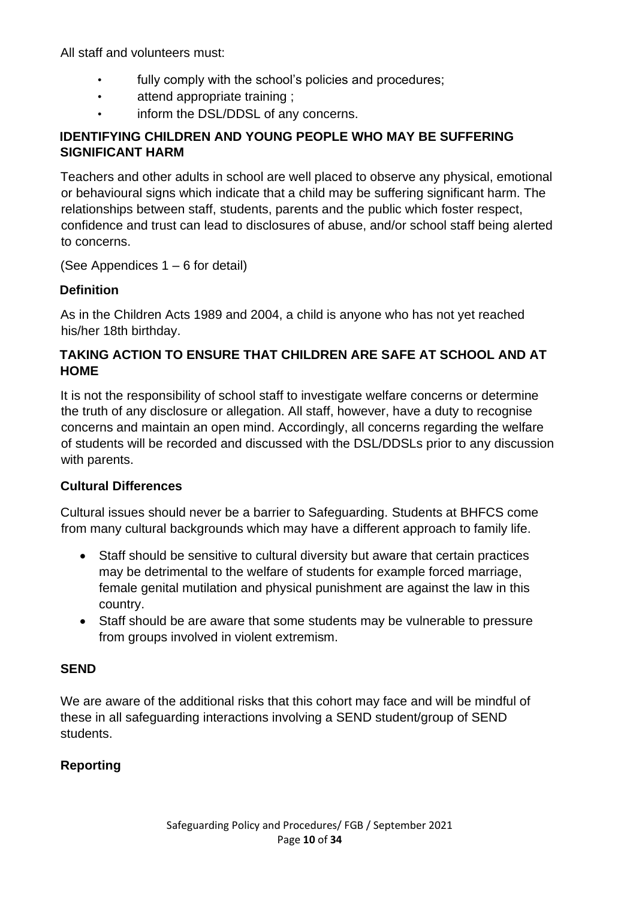All staff and volunteers must:

- fully comply with the school's policies and procedures;
- attend appropriate training ;
- inform the DSL/DDSL of any concerns.

## IDENTIFYING CHILDREN AND YOUNG PEOPLE WHO MAY BE SUFFERING SIGNIFICANT HARM

Teachers and other adults in school are well placed to observe any physical, emotional or behavioural signs which indicate that a child may be suffering significant harm. The relationships between staff, students, parents and the public which foster respect, confidence and trust can lead to disclosures of abuse, and/or school staff being alerted to concerns.

(See Appendices 1 – 6 for detail)

### Definition

As in the Children Acts 1989 and 2004, a child is anyone who has not yet reached his/her 18th birthday.

## TAKING ACTION TO ENSURE THAT CHILDREN ARE SAFE AT SCHOOL AND AT HOME

It is not the responsibility of school staff to investigate welfare concerns or determine the truth of any disclosure or allegation. All staff, however, have a duty to recognise concerns and maintain an open mind. Accordingly, all concerns regarding the welfare of students will be recorded and discussed with the DSL/DDSLs prior to any discussion with parents.

### Cultural Differences

Cultural issues should never be a barrier to Safeguarding. Students at BHFCS come from many cultural backgrounds which may have a different approach to family life.

- Staff should be sensitive to cultural diversity but aware that certain practices may be detrimental to the welfare of students for example forced marriage, female genital mutilation and physical punishment are against the law in this country.
- Staff should be are aware that some students may be vulnerable to pressure from groups involved in violent extremism.

### SEND

We are aware of the additional risks that this cohort may face and will be mindful of these in all safeguarding interactions involving a SEND student/group of SEND students.

### Reporting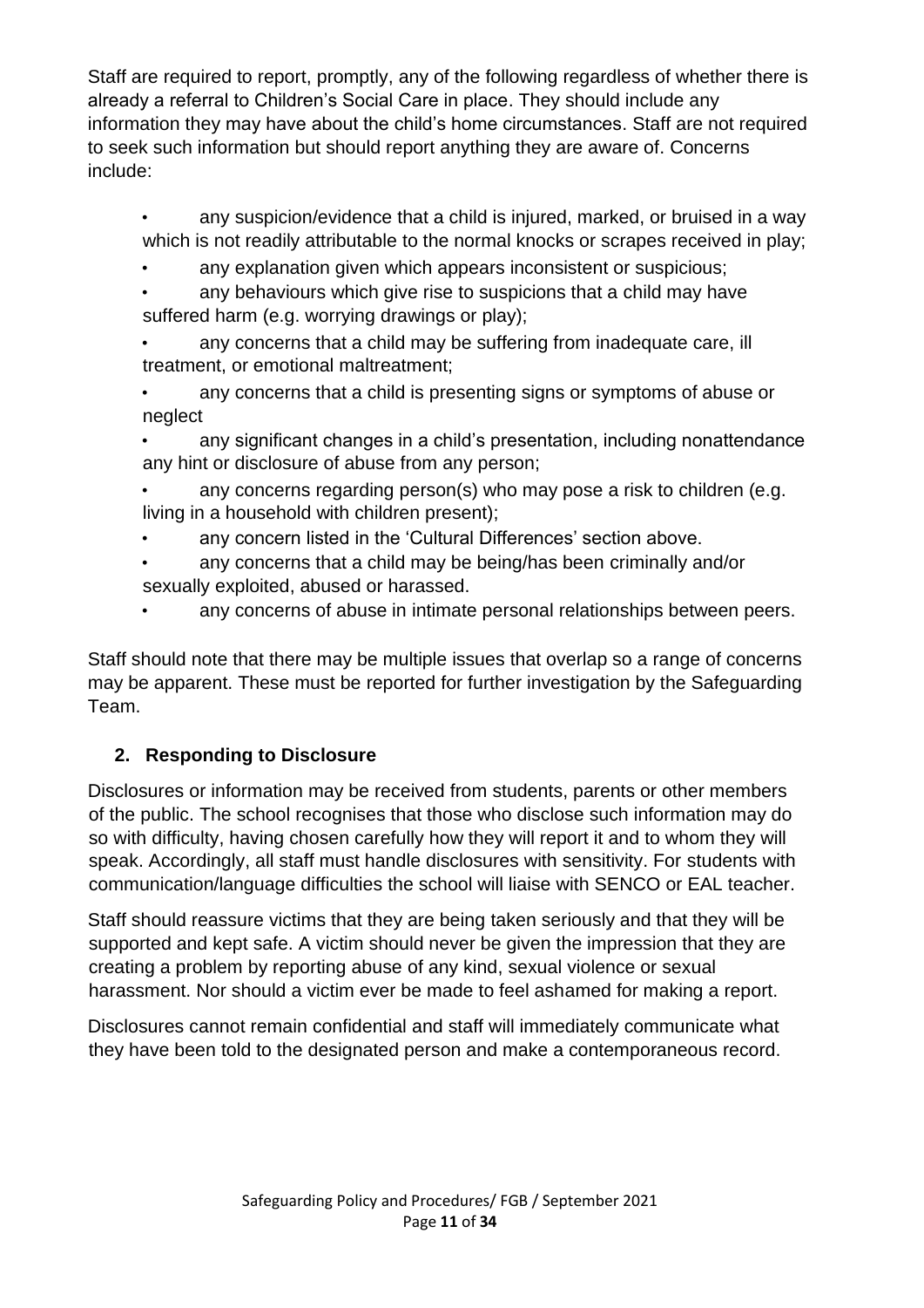Staff are required to report, promptly, any of the following regardless of whether there is already a referral to Children's Social Care in place. They should include any information they may have about the child's home circumstances. Staff are not required to seek such information but should report anything they are aware of. Concerns include:

- any suspicion/evidence that a child is injured, marked, or bruised in a way which is not readily attributable to the normal knocks or scrapes received in play;
- any explanation given which appears inconsistent or suspicious;
- any behaviours which give rise to suspicions that a child may have suffered harm (e.g. worrying drawings or play);
- any concerns that a child may be suffering from inadequate care, ill treatment, or emotional maltreatment;
- any concerns that a child is presenting signs or symptoms of abuse or neglect
- any significant changes in a child's presentation, including nonattendance any hint or disclosure of abuse from any person;
- any concerns regarding person(s) who may pose a risk to children (e.g. living in a household with children present);
- any concern listed in the 'Cultural Differences' section above.
- any concerns that a child may be being/has been criminally and/or sexually exploited, abused or harassed.
- any concerns of abuse in intimate personal relationships between peers.

Staff should note that there may be multiple issues that overlap so a range of concerns may be apparent. These must be reported for further investigation by the Safeguarding Team.

## 2. Responding to Disclosure

Disclosures or information may be received from students, parents or other members of the public. The school recognises that those who disclose such information may do so with difficulty, having chosen carefully how they will report it and to whom they will speak. Accordingly, all staff must handle disclosures with sensitivity. For students with communication/language difficulties the school will liaise with SENCO or EAL teacher.

Staff should reassure victims that they are being taken seriously and that they will be supported and kept safe. A victim should never be given the impression that they are creating a problem by reporting abuse of any kind, sexual violence or sexual harassment. Nor should a victim ever be made to feel ashamed for making a report.

Disclosures cannot remain confidential and staff will immediately communicate what they have been told to the designated person and make a contemporaneous record.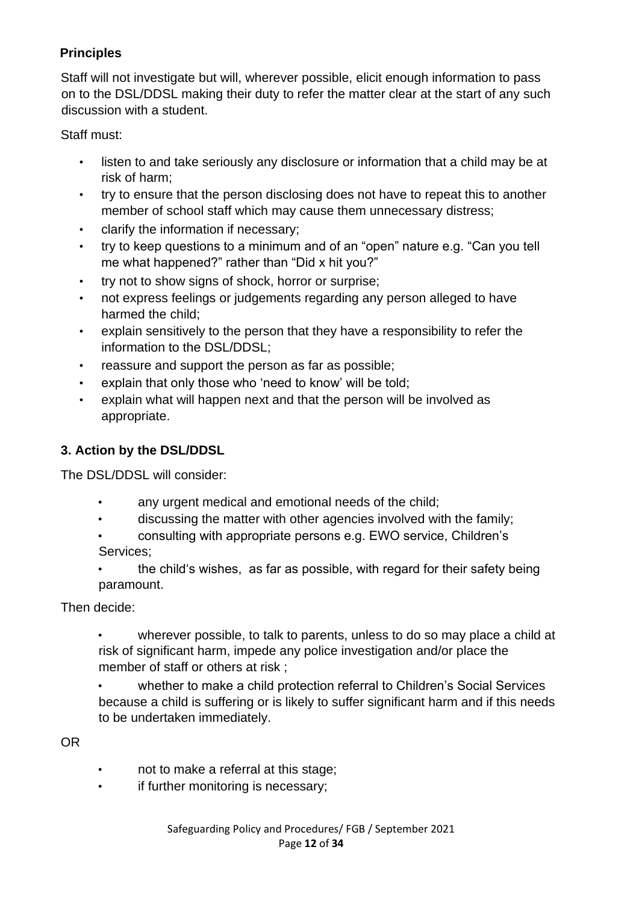### Principles

Staff will not investigate but will, wherever possible, elicit enough information to pass on to the DSL/DDSL making their duty to refer the matter clear at the start of any such discussion with a student.

Staff must:

- listen to and take seriously any disclosure or information that a child may be at risk of harm;
- try to ensure that the person disclosing does not have to repeat this to another member of school staff which may cause them unnecessary distress;
- clarify the information if necessary;
- try to keep questions to a minimum and of an "open" nature e.g. "Can you tell me what happened?" rather than "Did x hit you?"
- try not to show signs of shock, horror or surprise;
- not express feelings or judgements regarding any person alleged to have harmed the child;
- explain sensitively to the person that they have a responsibility to refer the information to the DSL/DDSL;
- reassure and support the person as far as possible;
- explain that only those who 'need to know' will be told;
- explain what will happen next and that the person will be involved as appropriate.

### 3. Action by the DSL/DDSL

The DSL/DDSL will consider:

- any urgent medical and emotional needs of the child;
- discussing the matter with other agencies involved with the family;
- consulting with appropriate persons e.g. EWO service, Children's Services;
- the child's wishes, as far as possible, with regard for their safety being paramount.

Then decide:

- wherever possible, to talk to parents, unless to do so may place a child at risk of significant harm, impede any police investigation and/or place the member of staff or others at risk ;
- whether to make a child protection referral to Children's Social Services because a child is suffering or is likely to suffer significant harm and if this needs to be undertaken immediately.

OR

- not to make a referral at this stage;
- if further monitoring is necessary;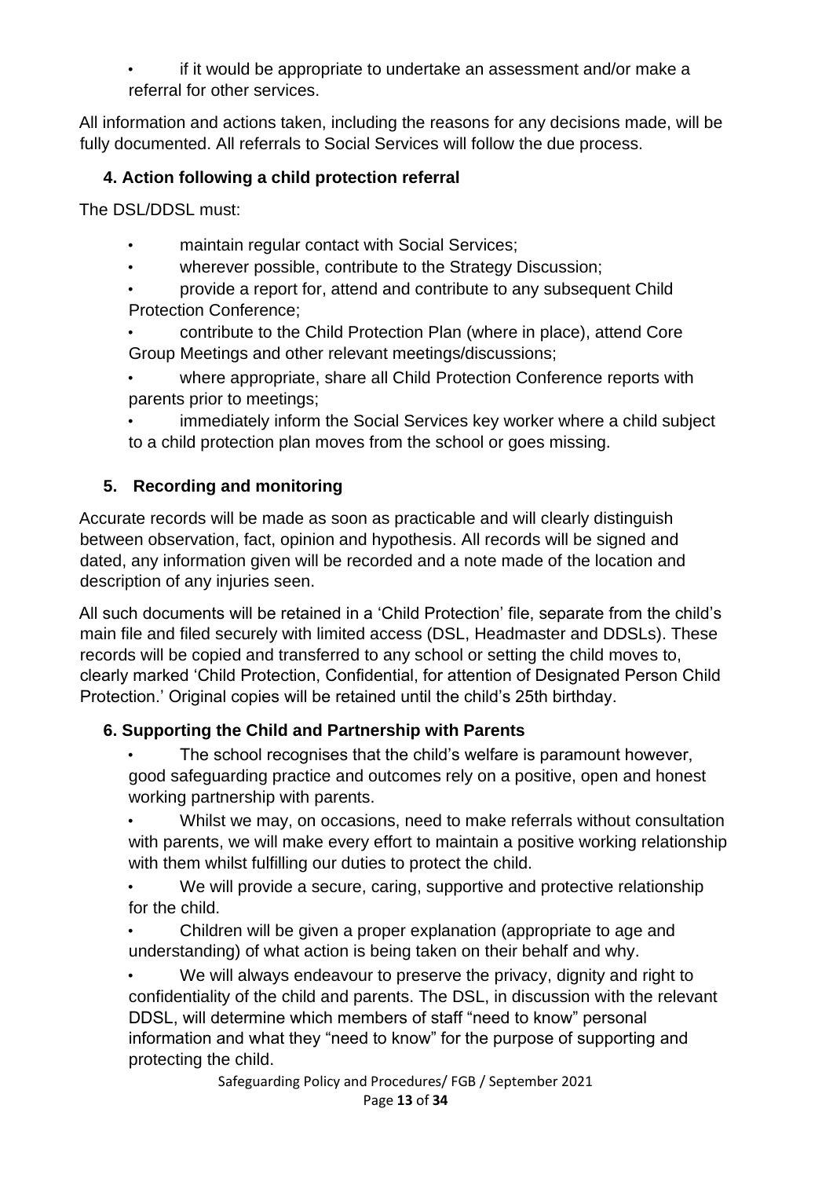- if it would be appropriate to undertake an assessment and/or make a referral for other services.

All information and actions taken, including the reasons for any decisions made, will be fully documented. All referrals to Social Services will follow the due process.

## 4. Action following a child protection referral

The DSL/DDSL must:

- maintain regular contact with Social Services;
- wherever possible, contribute to the Strategy Discussion;
- provide a report for, attend and contribute to any subsequent Child Protection Conference;
- contribute to the Child Protection Plan (where in place), attend Core Group Meetings and other relevant meetings/discussions;
- where appropriate, share all Child Protection Conference reports with parents prior to meetings;
- immediately inform the Social Services key worker where a child subject to a child protection plan moves from the school or goes missing.

## 5. Recording and monitoring

Accurate records will be made as soon as practicable and will clearly distinguish between observation, fact, opinion and hypothesis. All records will be signed and dated, any information given will be recorded and a note made of the location and description of any injuries seen.

All such documents will be retained in a 'Child Protection' file, separate from the child's main file and filed securely with limited access (DSL, Headmaster and DDSLs). These records will be copied and transferred to any school or setting the child moves to, clearly marked 'Child Protection, Confidential, for attention of Designated Person Child Protection.' Original copies will be retained until the child's 25th birthday.

## 6. Supporting the Child and Partnership with Parents

- The school recognises that the child's welfare is paramount however, good safeguarding practice and outcomes rely on a positive, open and honest working partnership with parents.
- Whilst we may, on occasions, need to make referrals without consultation with parents, we will make every effort to maintain a positive working relationship with them whilst fulfilling our duties to protect the child.
- We will provide a secure, caring, supportive and protective relationship for the child.
- Children will be given a proper explanation (appropriate to age and understanding) of what action is being taken on their behalf and why.
- We will always endeavour to preserve the privacy, dignity and right to confidentiality of the child and parents. The DSL, in discussion with the relevant DDSL, will determine which members of staff "need to know" personal information and what they "need to know" for the purpose of supporting and protecting the child.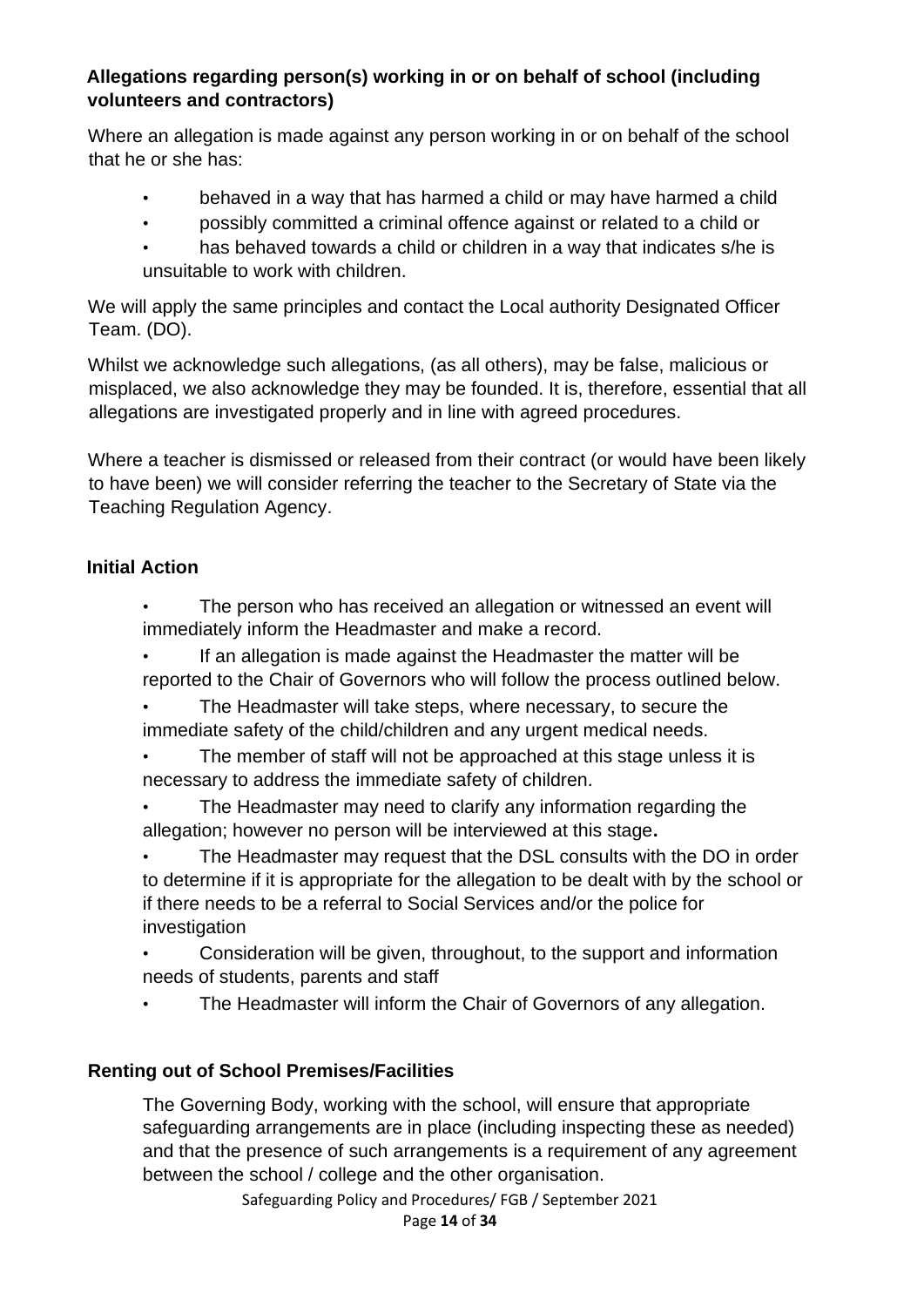### Allegations regarding person(s) working in or on behalf of school (including volunteers and contractors)

Where an allegation is made against any person working in or on behalf of the school that he or she has:

- behaved in a way that has harmed a child or may have harmed a child
- possibly committed a criminal offence against or related to a child or
- has behaved towards a child or children in a way that indicates s/he is unsuitable to work with children.

We will apply the same principles and contact the Local authority Designated Officer Team. (DO).

Whilst we acknowledge such allegations, (as all others), may be false, malicious or misplaced, we also acknowledge they may be founded. It is, therefore, essential that all allegations are investigated properly and in line with agreed procedures.

Where a teacher is dismissed or released from their contract (or would have been likely to have been) we will consider referring the teacher to the Secretary of State via the Teaching Regulation Agency.

### Initial Action

- The person who has received an allegation or witnessed an event will immediately inform the Headmaster and make a record.
- If an allegation is made against the Headmaster the matter will be reported to the Chair of Governors who will follow the process outlined below.
- The Headmaster will take steps, where necessary, to secure the immediate safety of the child/children and any urgent medical needs.
- The member of staff will not be approached at this stage unless it is necessary to address the immediate safety of children.
- The Headmaster may need to clarify any information regarding the allegation; however no person will be interviewed at this stage**.**
- The Headmaster may request that the DSL consults with the DO in order to determine if it is appropriate for the allegation to be dealt with by the school or if there needs to be a referral to Social Services and/or the police for investigation
- Consideration will be given, throughout, to the support and information needs of students, parents and staff
- The Headmaster will inform the Chair of Governors of any allegation.

### Renting out of School Premises/Facilities

The Governing Body, working with the school, will ensure that appropriate safeguarding arrangements are in place (including inspecting these as needed) and that the presence of such arrangements is a requirement of any agreement between the school / college and the other organisation.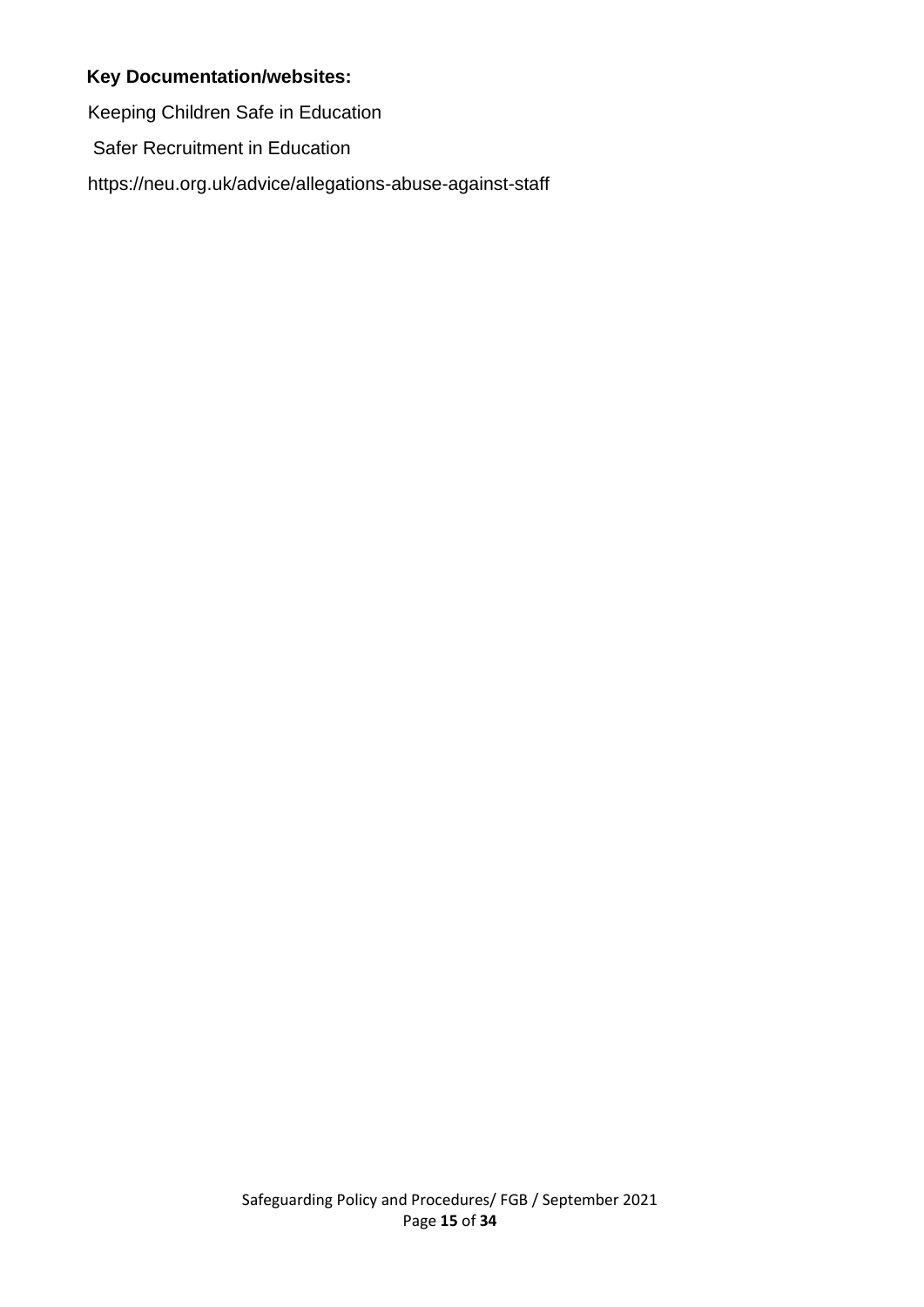**Key Documentation/websites:**

Keeping Children Safe in Education

Safer Recruitment in Education

https://neu.org.uk/advice/allegations-abuse-against-staff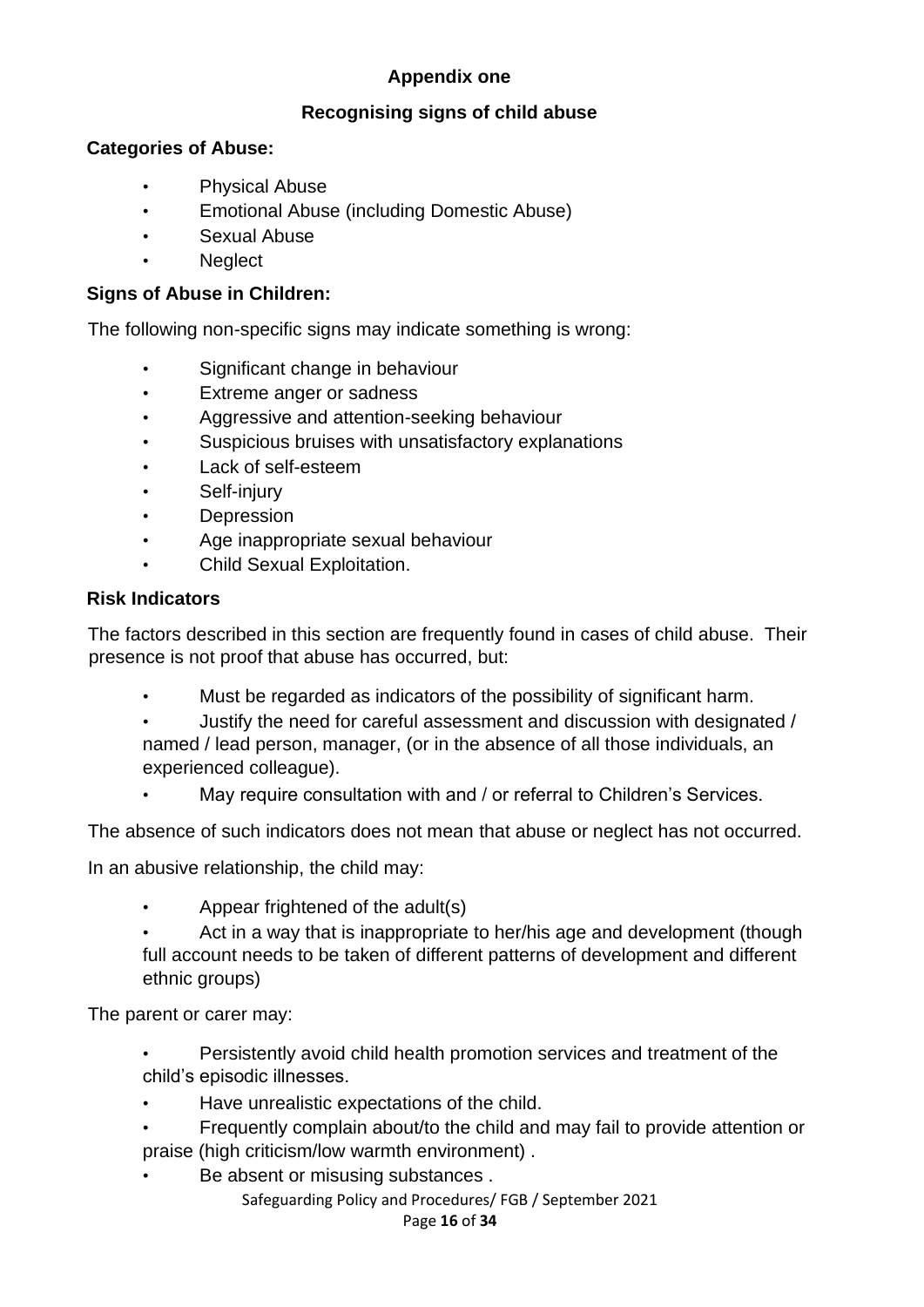**Appendix one**

## Recognising signs of child abuse

### Categories of Abuse:

- Physical Abuse
- Emotional Abuse (including Domestic Abuse)
- Sexual Abuse
- Neglect

### Signs of Abuse in Children:

The following non-specific signs may indicate something is wrong:

- Significant change in behaviour
- Extreme anger or sadness
- Aggressive and attention-seeking behaviour
- Suspicious bruises with unsatisfactory explanations
- Lack of self-esteem
- Self-injury
- Depression
- Age inappropriate sexual behaviour
- Child Sexual Exploitation.

### Risk Indicators

The factors described in this section are frequently found in cases of child abuse. Their presence is not proof that abuse has occurred, but:

- Must be regarded as indicators of the possibility of significant harm.
- Justify the need for careful assessment and discussion with designated / named / lead person, manager, (or in the absence of all those individuals, an experienced colleague).
- May require consultation with and / or referral to Children's Services.

The absence of such indicators does not mean that abuse or neglect has not occurred.

In an abusive relationship, the child may:

- Appear frightened of the adult(s)
- Act in a way that is inappropriate to her/his age and development (though full account needs to be taken of different patterns of development and different ethnic groups)

The parent or carer may:

- Persistently avoid child health promotion services and treatment of the child's episodic illnesses.
- Have unrealistic expectations of the child.
- Frequently complain about/to the child and may fail to provide attention or praise (high criticism/low warmth environment) .
- Be absent or misusing substances .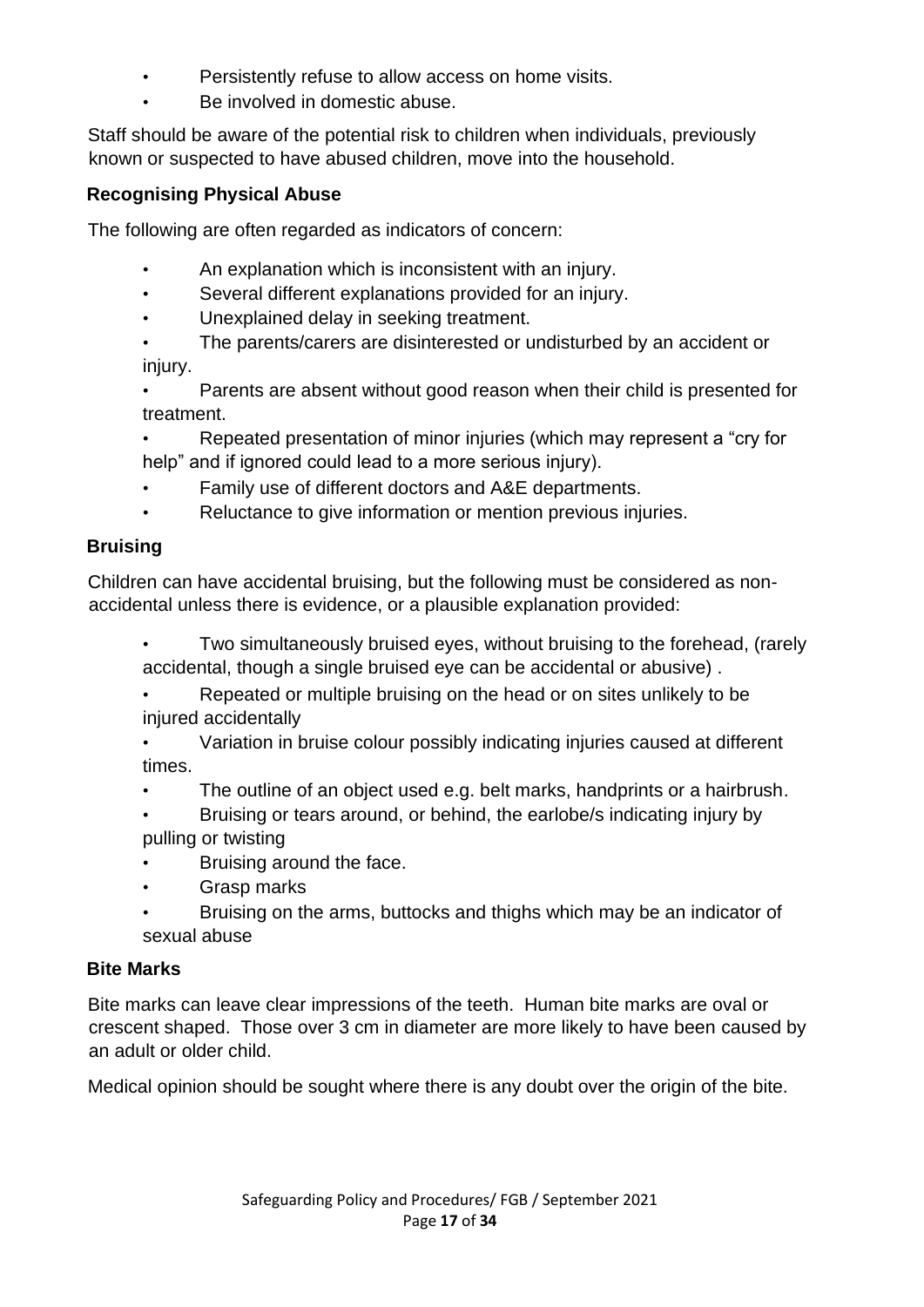- Persistently refuse to allow access on home visits.
- Be involved in domestic abuse.

Staff should be aware of the potential risk to children when individuals, previously known or suspected to have abused children, move into the household.

### Recognising Physical Abuse

The following are often regarded as indicators of concern:

- An explanation which is inconsistent with an injury.
- Several different explanations provided for an injury.
- Unexplained delay in seeking treatment.
- The parents/carers are disinterested or undisturbed by an accident or injury.
- Parents are absent without good reason when their child is presented for treatment.
- Repeated presentation of minor injuries (which may represent a "cry for help" and if ignored could lead to a more serious injury).
- Family use of different doctors and A&E departments.
- Reluctance to give information or mention previous injuries.

### Bruising

Children can have accidental bruising, but the following must be considered as non-accidental unless there is evidence, or a plausible explanation provided:

- Two simultaneously bruised eyes, without bruising to the forehead, (rarely accidental, though a single bruised eye can be accidental or abusive) .
- Repeated or multiple bruising on the head or on sites unlikely to be injured accidentally
- Variation in bruise colour possibly indicating injuries caused at different times.
- The outline of an object used e.g. belt marks, handprints or a hairbrush.
- Bruising or tears around, or behind, the earlobe/s indicating injury by pulling or twisting
- Bruising around the face.
- Grasp marks
- Bruising on the arms, buttocks and thighs which may be an indicator of sexual abuse

### Bite Marks

Bite marks can leave clear impressions of the teeth. Human bite marks are oval or crescent shaped. Those over 3 cm in diameter are more likely to have been caused by an adult or older child.

Medical opinion should be sought where there is any doubt over the origin of the bite.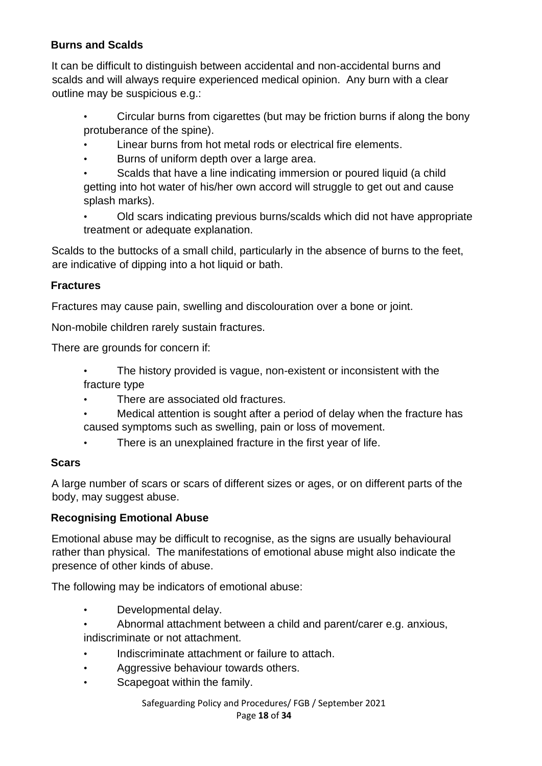### Burns and Scalds

It can be difficult to distinguish between accidental and non-accidental burns and scalds and will always require experienced medical opinion. Any burn with a clear outline may be suspicious e.g.:

- Circular burns from cigarettes (but may be friction burns if along the bony protuberance of the spine).
- Linear burns from hot metal rods or electrical fire elements.
- Burns of uniform depth over a large area.
- Scalds that have a line indicating immersion or poured liquid (a child getting into hot water of his/her own accord will struggle to get out and cause splash marks).
- Old scars indicating previous burns/scalds which did not have appropriate treatment or adequate explanation.

Scalds to the buttocks of a small child, particularly in the absence of burns to the feet, are indicative of dipping into a hot liquid or bath.

### Fractures

Fractures may cause pain, swelling and discolouration over a bone or joint.

Non-mobile children rarely sustain fractures.

There are grounds for concern if:

- The history provided is vague, non-existent or inconsistent with the fracture type
- There are associated old fractures.
- Medical attention is sought after a period of delay when the fracture has caused symptoms such as swelling, pain or loss of movement.
- There is an unexplained fracture in the first year of life.

### Scars

A large number of scars or scars of different sizes or ages, or on different parts of the body, may suggest abuse.

### Recognising Emotional Abuse

Emotional abuse may be difficult to recognise, as the signs are usually behavioural rather than physical. The manifestations of emotional abuse might also indicate the presence of other kinds of abuse.

The following may be indicators of emotional abuse:

- Developmental delay.
- Abnormal attachment between a child and parent/carer e.g. anxious, indiscriminate or not attachment.
- Indiscriminate attachment or failure to attach.
- Aggressive behaviour towards others.
- Scapegoat within the family.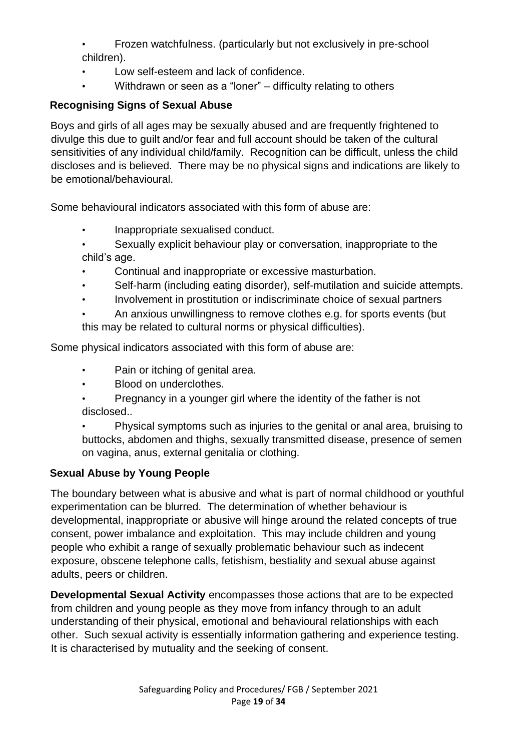- Frozen watchfulness. (particularly but not exclusively in pre-school children).
- Low self-esteem and lack of confidence.
- Withdrawn or seen as a "loner" – difficulty relating to others

### Recognising Signs of Sexual Abuse

Boys and girls of all ages may be sexually abused and are frequently frightened to divulge this due to guilt and/or fear and full account should be taken of the cultural sensitivities of any individual child/family. Recognition can be difficult, unless the child discloses and is believed. There may be no physical signs and indications are likely to be emotional/behavioural.

Some behavioural indicators associated with this form of abuse are:

- Inappropriate sexualised conduct.
- Sexually explicit behaviour play or conversation, inappropriate to the child's age.
- Continual and inappropriate or excessive masturbation.
- Self-harm (including eating disorder), self-mutilation and suicide attempts.
- Involvement in prostitution or indiscriminate choice of sexual partners
- An anxious unwillingness to remove clothes e.g. for sports events (but this may be related to cultural norms or physical difficulties).

Some physical indicators associated with this form of abuse are:

- Pain or itching of genital area.
- Blood on underclothes.
- Pregnancy in a younger girl where the identity of the father is not disclosed..
- Physical symptoms such as injuries to the genital or anal area, bruising to buttocks, abdomen and thighs, sexually transmitted disease, presence of semen on vagina, anus, external genitalia or clothing.

### Sexual Abuse by Young People

The boundary between what is abusive and what is part of normal childhood or youthful experimentation can be blurred. The determination of whether behaviour is developmental, inappropriate or abusive will hinge around the related concepts of true consent, power imbalance and exploitation. This may include children and young people who exhibit a range of sexually problematic behaviour such as indecent exposure, obscene telephone calls, fetishism, bestiality and sexual abuse against adults, peers or children.

**Developmental Sexual Activity** encompasses those actions that are to be expected from children and young people as they move from infancy through to an adult understanding of their physical, emotional and behavioural relationships with each other. Such sexual activity is essentially information gathering and experience testing. It is characterised by mutuality and the seeking of consent.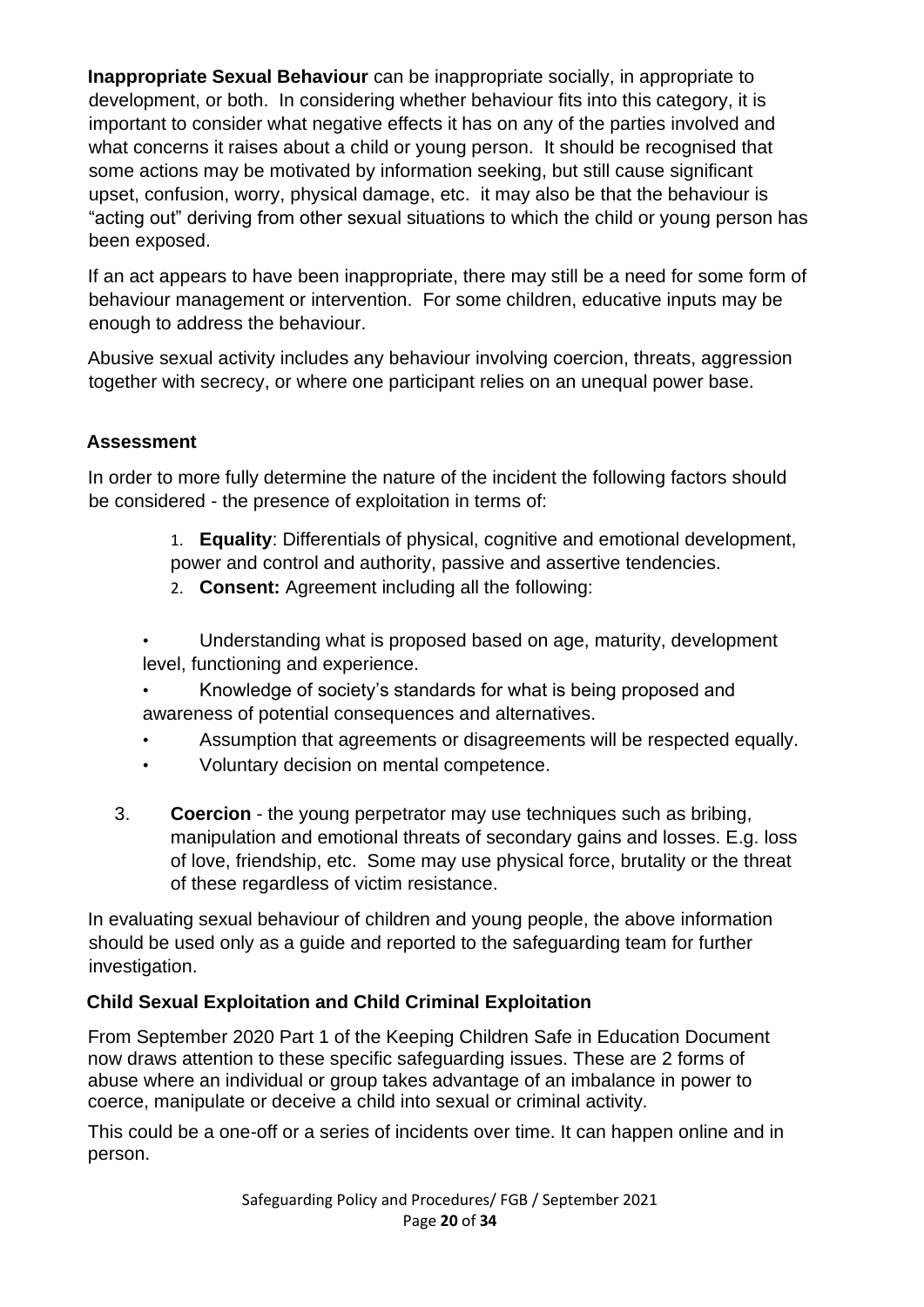**Inappropriate Sexual Behaviour** can be inappropriate socially, in appropriate to development, or both. In considering whether behaviour fits into this category, it is important to consider what negative effects it has on any of the parties involved and what concerns it raises about a child or young person. It should be recognised that some actions may be motivated by information seeking, but still cause significant upset, confusion, worry, physical damage, etc. it may also be that the behaviour is "acting out" deriving from other sexual situations to which the child or young person has been exposed.

If an act appears to have been inappropriate, there may still be a need for some form of behaviour management or intervention. For some children, educative inputs may be enough to address the behaviour.

Abusive sexual activity includes any behaviour involving coercion, threats, aggression together with secrecy, or where one participant relies on an unequal power base.

### Assessment

In order to more fully determine the nature of the incident the following factors should be considered - the presence of exploitation in terms of:

1. **Equality**: Differentials of physical, cognitive and emotional development, power and control and authority, passive and assertive tendencies.
2. **Consent:** Agreement including all the following:

- Understanding what is proposed based on age, maturity, development level, functioning and experience.
- Knowledge of society's standards for what is being proposed and awareness of potential consequences and alternatives.
- Assumption that agreements or disagreements will be respected equally.
- Voluntary decision on mental competence.

3. **Coercion** - the young perpetrator may use techniques such as bribing, manipulation and emotional threats of secondary gains and losses. E.g. loss of love, friendship, etc. Some may use physical force, brutality or the threat of these regardless of victim resistance.

In evaluating sexual behaviour of children and young people, the above information should be used only as a guide and reported to the safeguarding team for further investigation.

### Child Sexual Exploitation and Child Criminal Exploitation

From September 2020 Part 1 of the Keeping Children Safe in Education Document now draws attention to these specific safeguarding issues. These are 2 forms of abuse where an individual or group takes advantage of an imbalance in power to coerce, manipulate or deceive a child into sexual or criminal activity.

This could be a one-off or a series of incidents over time. It can happen online and in person.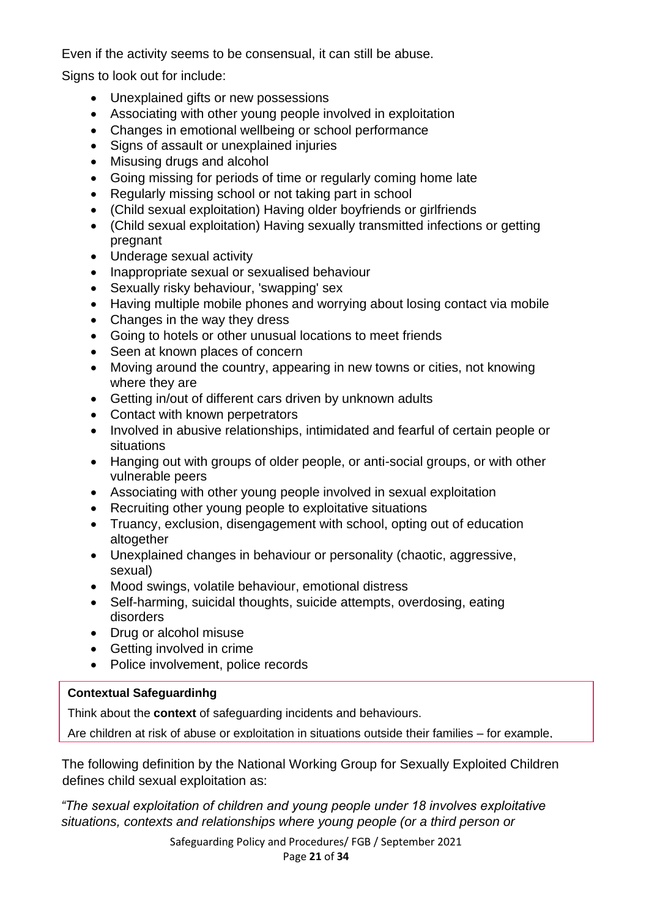Even if the activity seems to be consensual, it can still be abuse.

Signs to look out for include:

- Unexplained gifts or new possessions
- Associating with other young people involved in exploitation
- Changes in emotional wellbeing or school performance
- Signs of assault or unexplained injuries
- Misusing drugs and alcohol
- Going missing for periods of time or regularly coming home late
- Regularly missing school or not taking part in school
- (Child sexual exploitation) Having older boyfriends or girlfriends
- (Child sexual exploitation) Having sexually transmitted infections or getting pregnant
- Underage sexual activity
- Inappropriate sexual or sexualised behaviour
- Sexually risky behaviour, 'swapping' sex
- Having multiple mobile phones and worrying about losing contact via mobile
- Changes in the way they dress
- Going to hotels or other unusual locations to meet friends
- Seen at known places of concern
- Moving around the country, appearing in new towns or cities, not knowing where they are
- Getting in/out of different cars driven by unknown adults
- Contact with known perpetrators
- Involved in abusive relationships, intimidated and fearful of certain people or situations
- Hanging out with groups of older people, or anti-social groups, or with other vulnerable peers
- Associating with other young people involved in sexual exploitation
- Recruiting other young people to exploitative situations
- Truancy, exclusion, disengagement with school, opting out of education altogether
- Unexplained changes in behaviour or personality (chaotic, aggressive, sexual)
- Mood swings, volatile behaviour, emotional distress
- Self-harming, suicidal thoughts, suicide attempts, overdosing, eating disorders
- Drug or alcohol misuse
- Getting involved in crime
- Police involvement, police records

**Contextual Safeguardinhg**

Think about the **context** of safeguarding incidents and behaviours.

Are children at risk of abuse or exploitation in situations outside their families – for example,

The following definition by the National Working Group for Sexually Exploited Children defines child sexual exploitation as:

*"The sexual exploitation of children and young people under 18 involves exploitative situations, contexts and relationships where young people (or a third person or*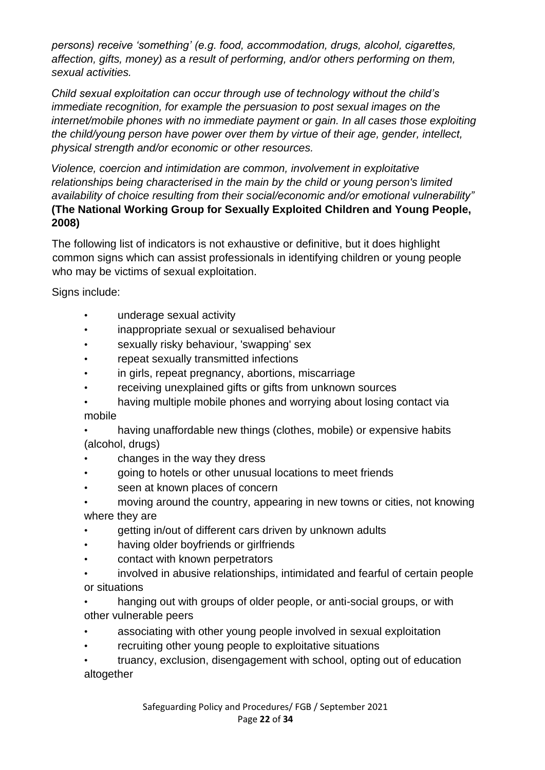*persons) receive 'something' (e.g. food, accommodation, drugs, alcohol, cigarettes, affection, gifts, money) as a result of performing, and/or others performing on them, sexual activities.*

*Child sexual exploitation can occur through use of technology without the child's immediate recognition, for example the persuasion to post sexual images on the internet/mobile phones with no immediate payment or gain. In all cases those exploiting the child/young person have power over them by virtue of their age, gender, intellect, physical strength and/or economic or other resources.*

*Violence, coercion and intimidation are common, involvement in exploitative relationships being characterised in the main by the child or young person's limited availability of choice resulting from their social/economic and/or emotional vulnerability"* **(The National Working Group for Sexually Exploited Children and Young People, 2008)**

The following list of indicators is not exhaustive or definitive, but it does highlight common signs which can assist professionals in identifying children or young people who may be victims of sexual exploitation.

Signs include:

- underage sexual activity
- inappropriate sexual or sexualised behaviour
- sexually risky behaviour, 'swapping' sex
- repeat sexually transmitted infections
- in girls, repeat pregnancy, abortions, miscarriage
- receiving unexplained gifts or gifts from unknown sources
- having multiple mobile phones and worrying about losing contact via mobile
- having unaffordable new things (clothes, mobile) or expensive habits (alcohol, drugs)
- changes in the way they dress
- going to hotels or other unusual locations to meet friends
- seen at known places of concern
- moving around the country, appearing in new towns or cities, not knowing where they are
- getting in/out of different cars driven by unknown adults
- having older boyfriends or girlfriends
- contact with known perpetrators
- involved in abusive relationships, intimidated and fearful of certain people or situations
- hanging out with groups of older people, or anti-social groups, or with other vulnerable peers
- associating with other young people involved in sexual exploitation
- recruiting other young people to exploitative situations
- truancy, exclusion, disengagement with school, opting out of education altogether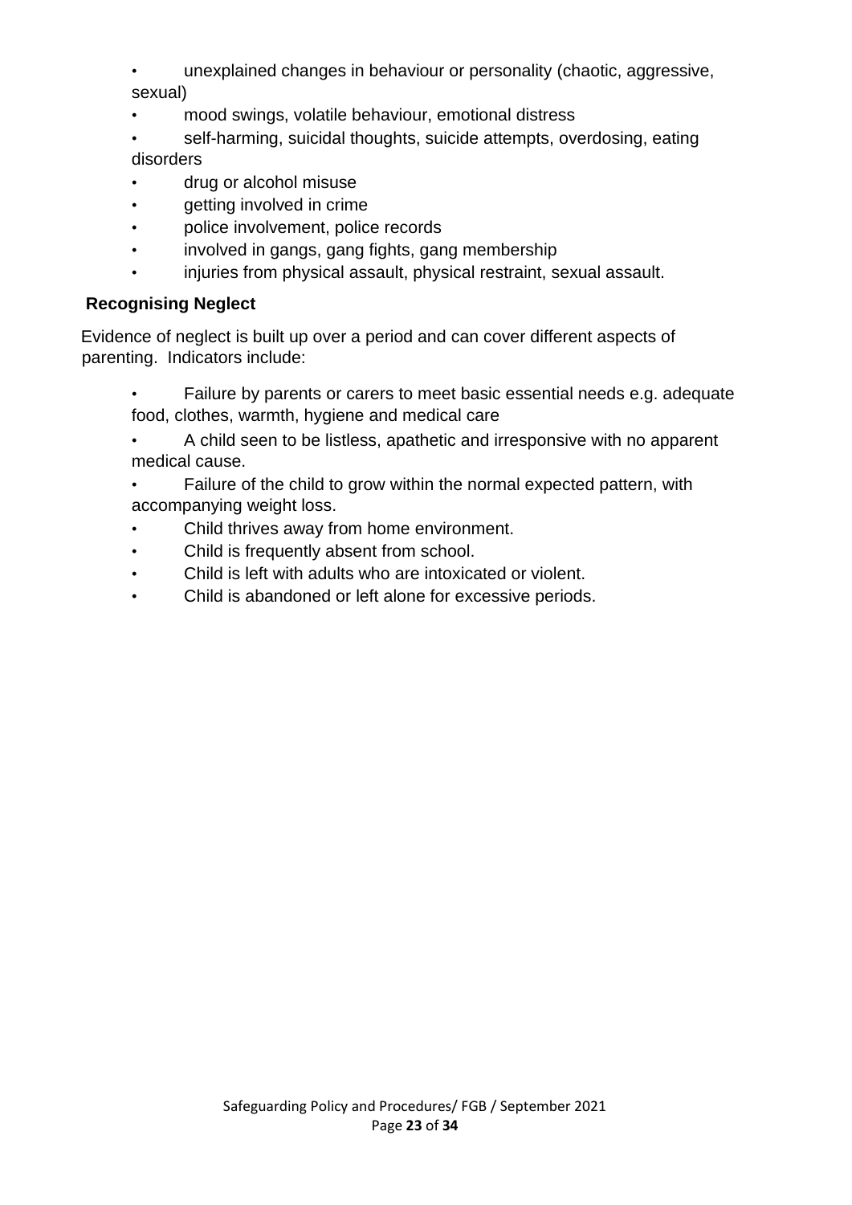- unexplained changes in behaviour or personality (chaotic, aggressive, sexual)
- mood swings, volatile behaviour, emotional distress
- self-harming, suicidal thoughts, suicide attempts, overdosing, eating disorders
- drug or alcohol misuse
- getting involved in crime
- police involvement, police records
- involved in gangs, gang fights, gang membership
- injuries from physical assault, physical restraint, sexual assault.

**Recognising Neglect**

Evidence of neglect is built up over a period and can cover different aspects of parenting. Indicators include:

- Failure by parents or carers to meet basic essential needs e.g. adequate food, clothes, warmth, hygiene and medical care
- A child seen to be listless, apathetic and irresponsive with no apparent medical cause.
- Failure of the child to grow within the normal expected pattern, with accompanying weight loss.
- Child thrives away from home environment.
- Child is frequently absent from school.
- Child is left with adults who are intoxicated or violent.
- Child is abandoned or left alone for excessive periods.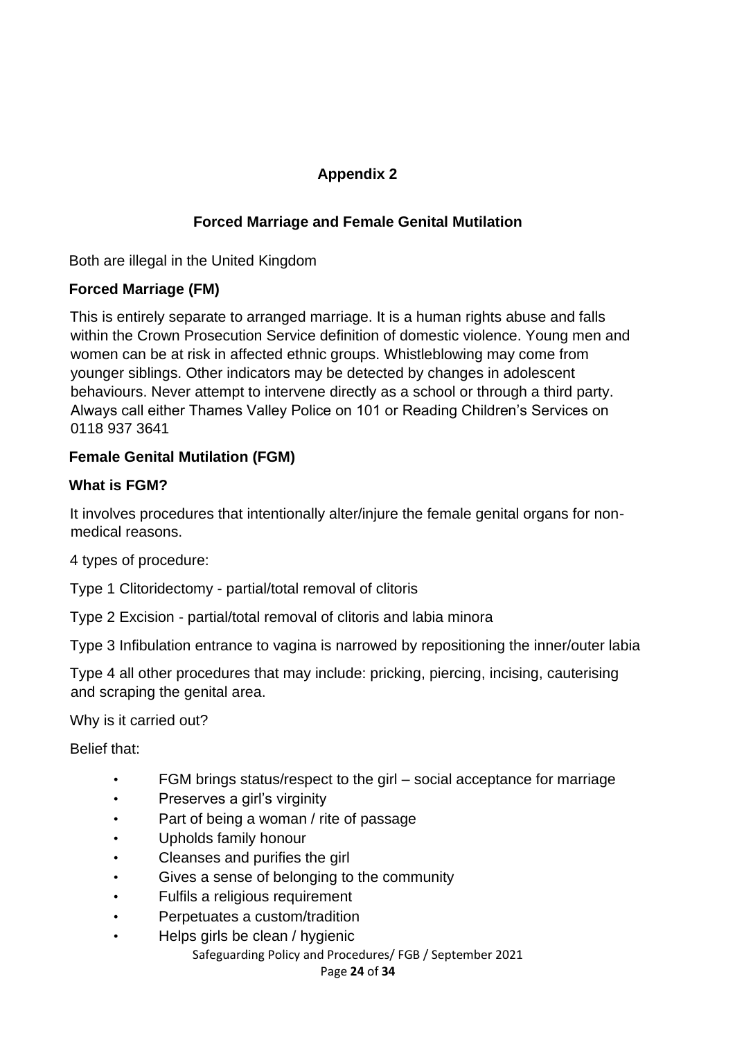## Appendix 2

## Forced Marriage and Female Genital Mutilation

Both are illegal in the United Kingdom

### Forced Marriage (FM)

This is entirely separate to arranged marriage. It is a human rights abuse and falls within the Crown Prosecution Service definition of domestic violence. Young men and women can be at risk in affected ethnic groups. Whistleblowing may come from younger siblings. Other indicators may be detected by changes in adolescent behaviours. Never attempt to intervene directly as a school or through a third party. Always call either Thames Valley Police on 101 or Reading Children's Services on 0118 937 3641

### Female Genital Mutilation (FGM)

**What is FGM?**

It involves procedures that intentionally alter/injure the female genital organs for non-medical reasons.

4 types of procedure:

Type 1 Clitoridectomy - partial/total removal of clitoris

Type 2 Excision - partial/total removal of clitoris and labia minora

Type 3 Infibulation entrance to vagina is narrowed by repositioning the inner/outer labia

Type 4 all other procedures that may include: pricking, piercing, incising, cauterising and scraping the genital area.

Why is it carried out?

Belief that:

- FGM brings status/respect to the girl – social acceptance for marriage
- Preserves a girl's virginity
- Part of being a woman / rite of passage
- Upholds family honour
- Cleanses and purifies the girl
- Gives a sense of belonging to the community
- Fulfils a religious requirement
- Perpetuates a custom/tradition
- Helps girls be clean / hygienic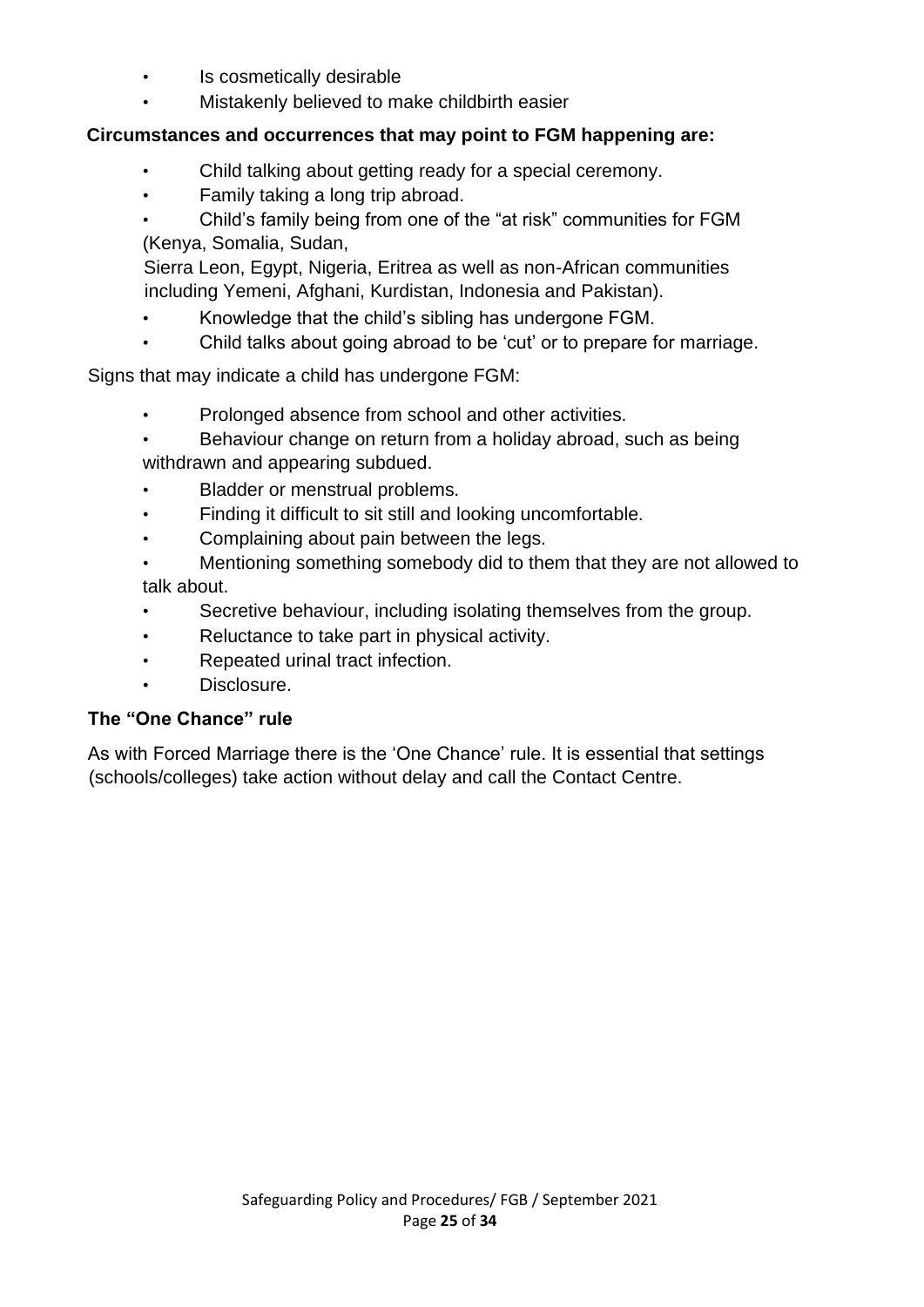- Is cosmetically desirable
- Mistakenly believed to make childbirth easier

**Circumstances and occurrences that may point to FGM happening are:**

- Child talking about getting ready for a special ceremony.
- Family taking a long trip abroad.
- Child's family being from one of the "at risk" communities for FGM (Kenya, Somalia, Sudan, Sierra Leon, Egypt, Nigeria, Eritrea as well as non-African communities including Yemeni, Afghani, Kurdistan, Indonesia and Pakistan).
- Knowledge that the child's sibling has undergone FGM.
- Child talks about going abroad to be 'cut' or to prepare for marriage.

Signs that may indicate a child has undergone FGM:

- Prolonged absence from school and other activities.
- Behaviour change on return from a holiday abroad, such as being withdrawn and appearing subdued.
- Bladder or menstrual problems.
- Finding it difficult to sit still and looking uncomfortable.
- Complaining about pain between the legs.
- Mentioning something somebody did to them that they are not allowed to talk about.
- Secretive behaviour, including isolating themselves from the group.
- Reluctance to take part in physical activity.
- Repeated urinal tract infection.
- Disclosure.

**The "One Chance" rule**

As with Forced Marriage there is the 'One Chance' rule. It is essential that settings (schools/colleges) take action without delay and call the Contact Centre.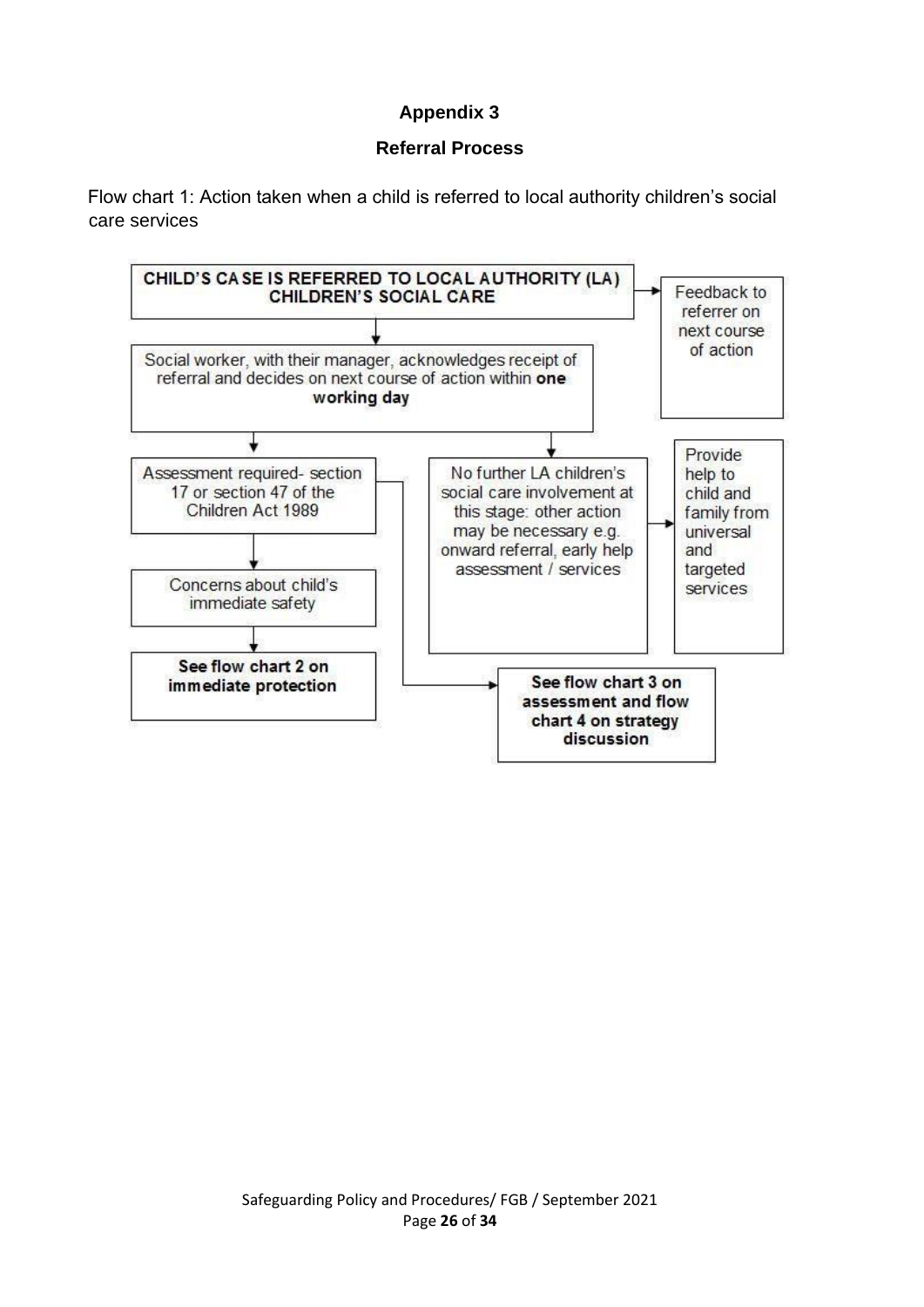**Appendix 3**

**Referral Process**

Flow chart 1: Action taken when a child is referred to local authority children's social care services

**CHILD'S CASE IS REFERRED TO LOCAL AUTHORITY (LA) CHILDREN'S SOCIAL CARE**

→ Feedback to referrer on next course of action

↓

Social worker, with their manager, acknowledges receipt of referral and decides on next course of action within **one working day**

↓

- Assessment required- section 17 or section 47 of the Children Act 1989
  - ↓ Concerns about child's immediate safety
    - ↓ **See flow chart 2 on immediate protection**
  - → **See flow chart 3 on assessment and flow chart 4 on strategy discussion**
- No further LA children's social care involvement at this stage: other action may be necessary e.g. onward referral, early help assessment / services
  - → Provide help to child and family from universal and targeted services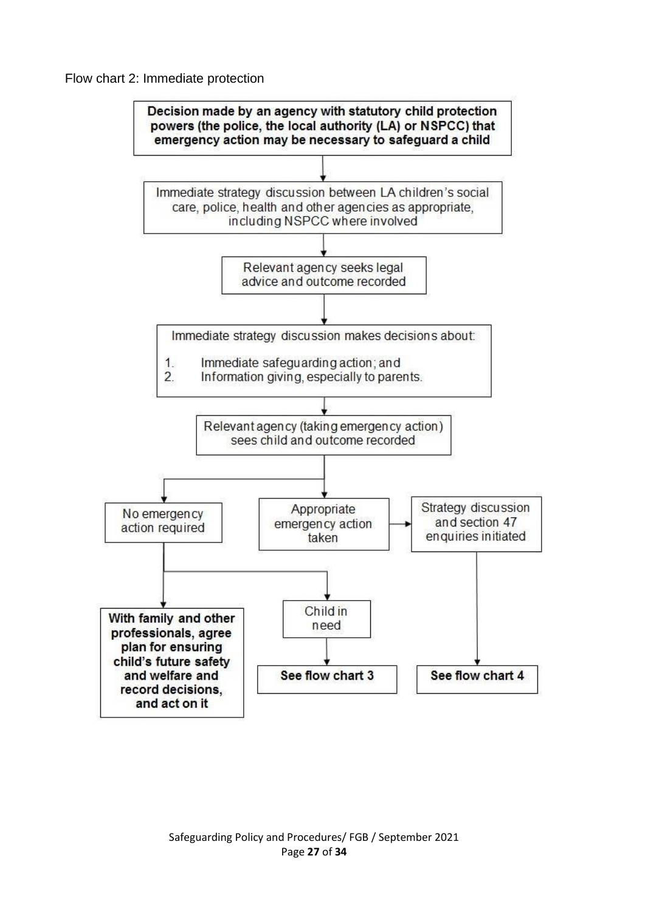Flow chart 2: Immediate protection

**Decision made by an agency with statutory child protection powers (the police, the local authority (LA) or NSPCC) that emergency action may be necessary to safeguard a child**

↓

Immediate strategy discussion between LA children's social care, police, health and other agencies as appropriate, including NSPCC where involved

↓

Relevant agency seeks legal advice and outcome recorded

↓

Immediate strategy discussion makes decisions about:

1. Immediate safeguarding action; and
2. Information giving, especially to parents.

↓

Relevant agency (taking emergency action) sees child and outcome recorded

↓

- No emergency action required
  - **With family and other professionals, agree plan for ensuring child's future safety and welfare and record decisions, and act on it**
  - Child in need → **See flow chart 3**
- Appropriate emergency action taken → Strategy discussion and section 47 enquiries initiated → **See flow chart 4**

Safeguarding Policy and Procedures/ FGB / September 2021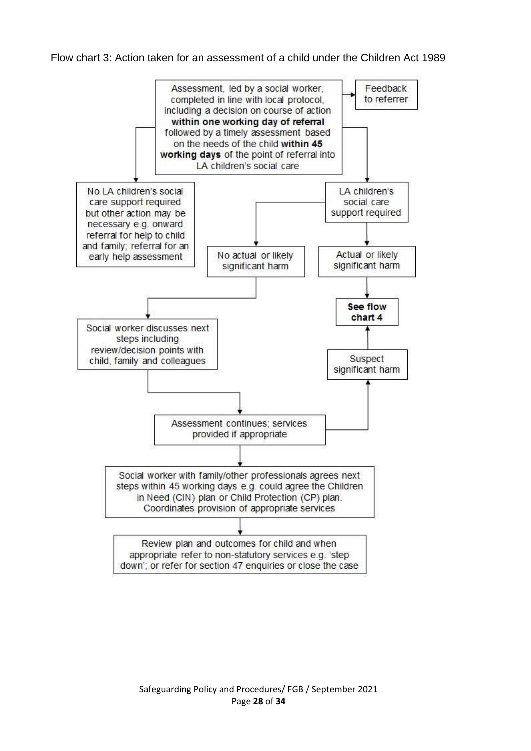Flow chart 3: Action taken for an assessment of a child under the Children Act 1989

Assessment, led by a social worker, completed in line with local protocol, including a decision on course of action **within one working day of referral** followed by a timely assessment based on the needs of the child **within 45 working days** of the point of referral into LA children's social care

Feedback to referrer

No LA children's social care support required but other action may be necessary e.g. onward referral for help to child and family; referral for an early help assessment

LA children's social care support required

No actual or likely significant harm

Actual or likely significant harm

**See flow chart 4**

Social worker discusses next steps including review/decision points with child, family and colleagues

Suspect significant harm

Assessment continues; services provided if appropriate

Social worker with family/other professionals agrees next steps within 45 working days e.g. could agree the Children in Need (CIN) plan or Child Protection (CP) plan. Coordinates provision of appropriate services

Review plan and outcomes for child and when appropriate refer to non-statutory services e.g. 'step down'; or refer for section 47 enquiries or close the case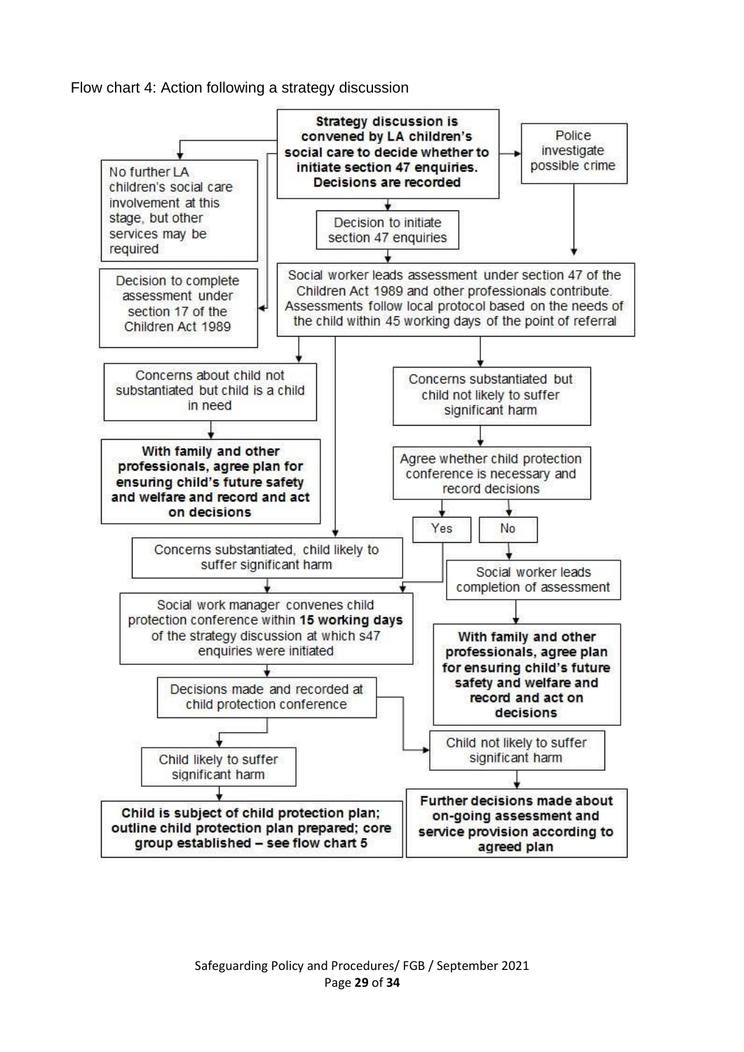Flow chart 4: Action following a strategy discussion

**Strategy discussion is convened by LA children's social care to decide whether to initiate section 47 enquiries. Decisions are recorded**

Police investigate possible crime

No further LA children's social care involvement at this stage, but other services may be required

Decision to initiate section 47 enquiries

Decision to complete assessment under section 17 of the Children Act 1989

Social worker leads assessment under section 47 of the Children Act 1989 and other professionals contribute. Assessments follow local protocol based on the needs of the child within 45 working days of the point of referral

Concerns about child not substantiated but child is a child in need

**With family and other professionals, agree plan for ensuring child's future safety and welfare and record and act on decisions**

Concerns substantiated but child not likely to suffer significant harm

Agree whether child protection conference is necessary and record decisions

Yes

No

Concerns substantiated, child likely to suffer significant harm

Social worker leads completion of assessment

Social work manager convenes child protection conference within **15 working days** of the strategy discussion at which s47 enquiries were initiated

**With family and other professionals, agree plan for ensuring child's future safety and welfare and record and act on decisions**

Decisions made and recorded at child protection conference

Child not likely to suffer significant harm

Child likely to suffer significant harm

**Child is subject of child protection plan; outline child protection plan prepared; core group established – see flow chart 5**

**Further decisions made about on-going assessment and service provision according to agreed plan**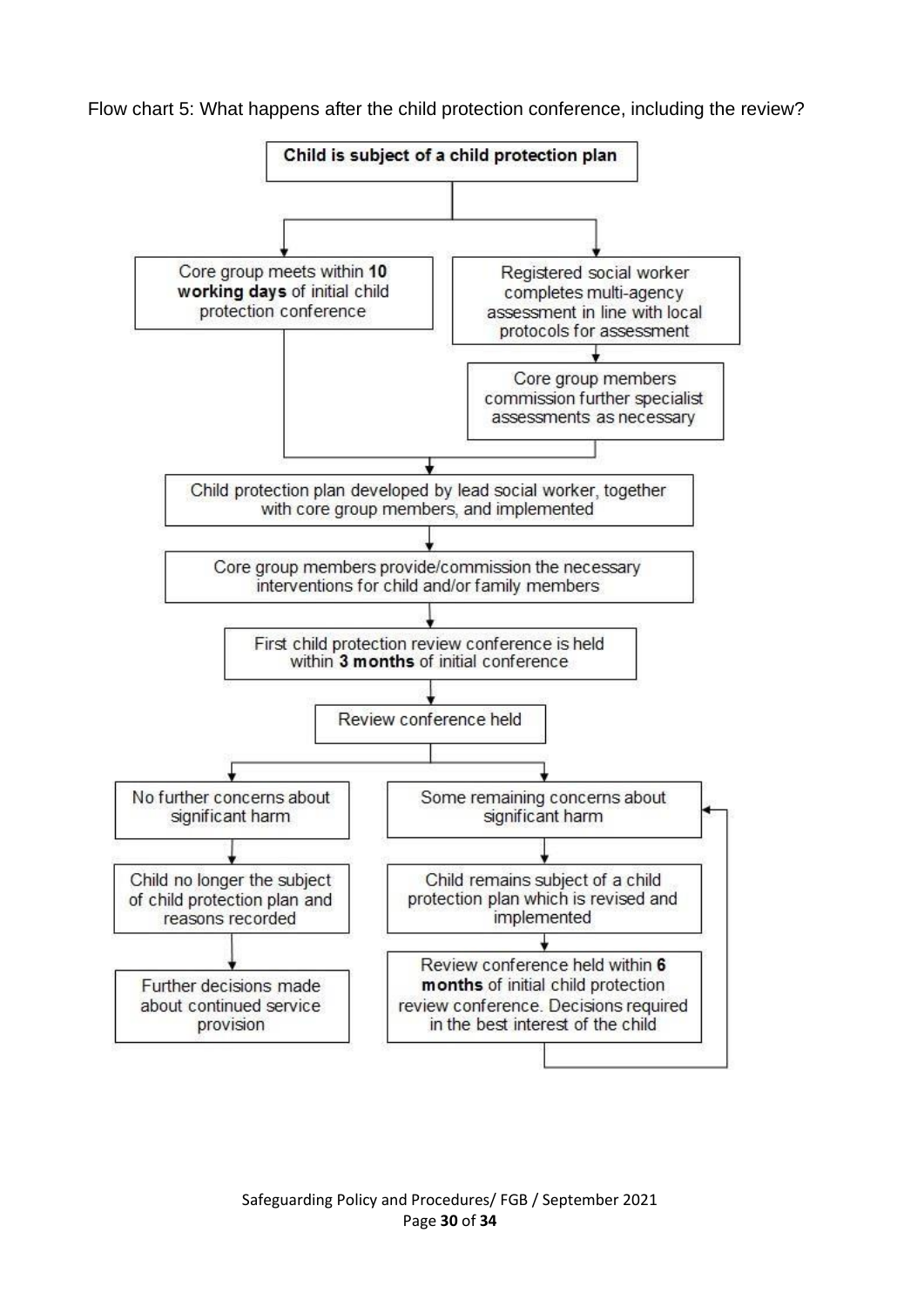Flow chart 5: What happens after the child protection conference, including the review?

**Child is subject of a child protection plan**

Core group meets within **10 working days** of initial child protection conference

Registered social worker completes multi-agency assessment in line with local protocols for assessment

Core group members commission further specialist assessments as necessary

Child protection plan developed by lead social worker, together with core group members, and implemented

Core group members provide/commission the necessary interventions for child and/or family members

First child protection review conference is held within **3 months** of initial conference

Review conference held

No further concerns about significant harm

Child no longer the subject of child protection plan and reasons recorded

Further decisions made about continued service provision

Some remaining concerns about significant harm

Child remains subject of a child protection plan which is revised and implemented

Review conference held within **6 months** of initial child protection review conference. Decisions required in the best interest of the child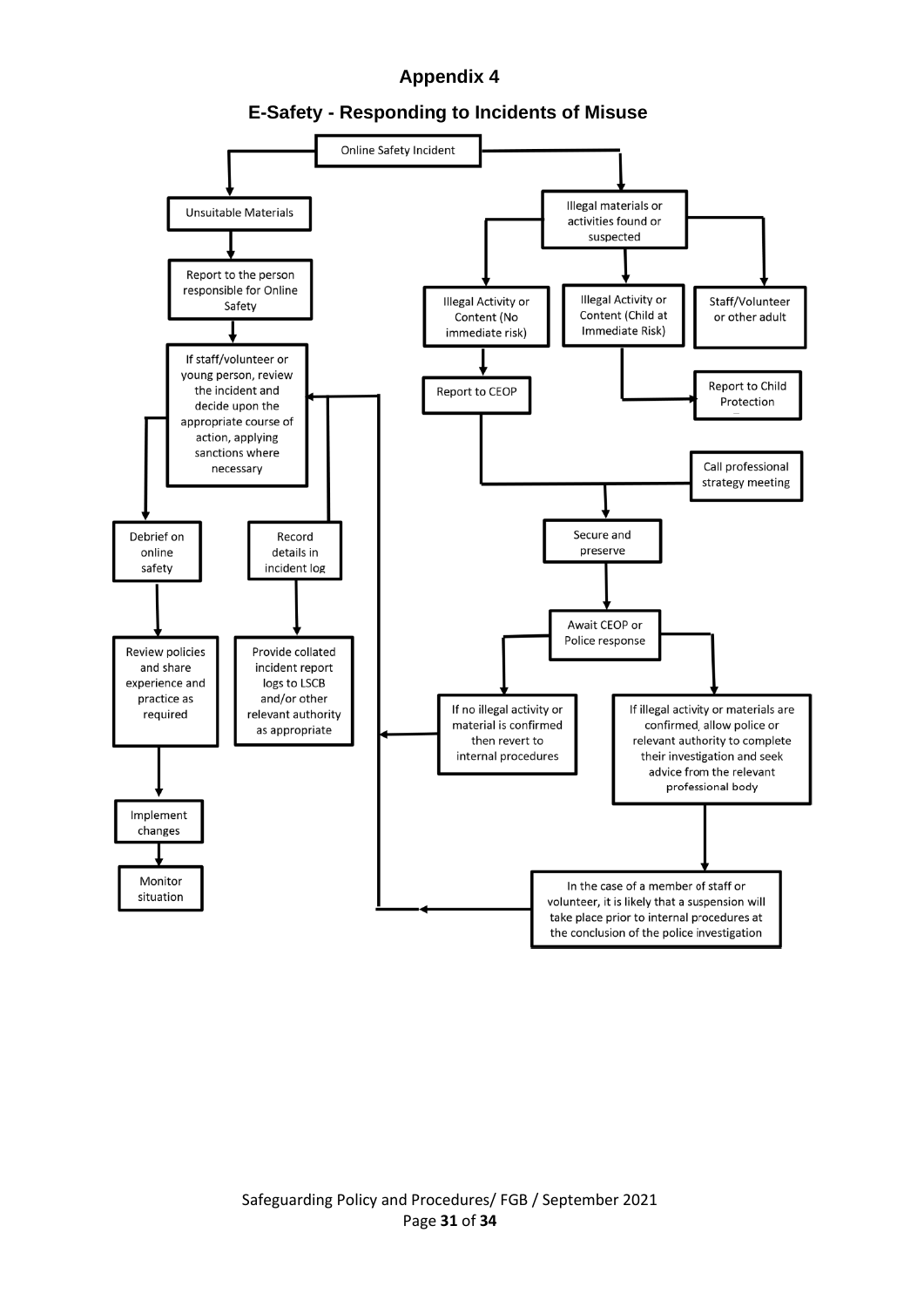# Appendix 4

## E-Safety - Responding to Incidents of Misuse

Online Safety Incident

Unsuitable Materials

Report to the person responsible for Online Safety

If staff/volunteer or young person, review the incident and decide upon the appropriate course of action, applying sanctions where necessary

Debrief on online safety

Record details in incident log

Review policies and share experience and practice as required

Provide collated incident report logs to LSCB and/or other relevant authority as appropriate

Implement changes

Monitor situation

Illegal materials or activities found or suspected

Illegal Activity or Content (No immediate risk)

Illegal Activity or Content (Child at Immediate Risk)

Staff/Volunteer or other adult

Report to CEOP

Report to Child Protection

Call professional strategy meeting

Secure and preserve

Await CEOP or Police response

If no illegal activity or material is confirmed then revert to internal procedures

If illegal activity or materials are confirmed, allow police or relevant authority to complete their investigation and seek advice from the relevant professional body

In the case of a member of staff or volunteer, it is likely that a suspension will take place prior to internal procedures at the conclusion of the police investigation

Safeguarding Policy and Procedures/ FGB / September 2021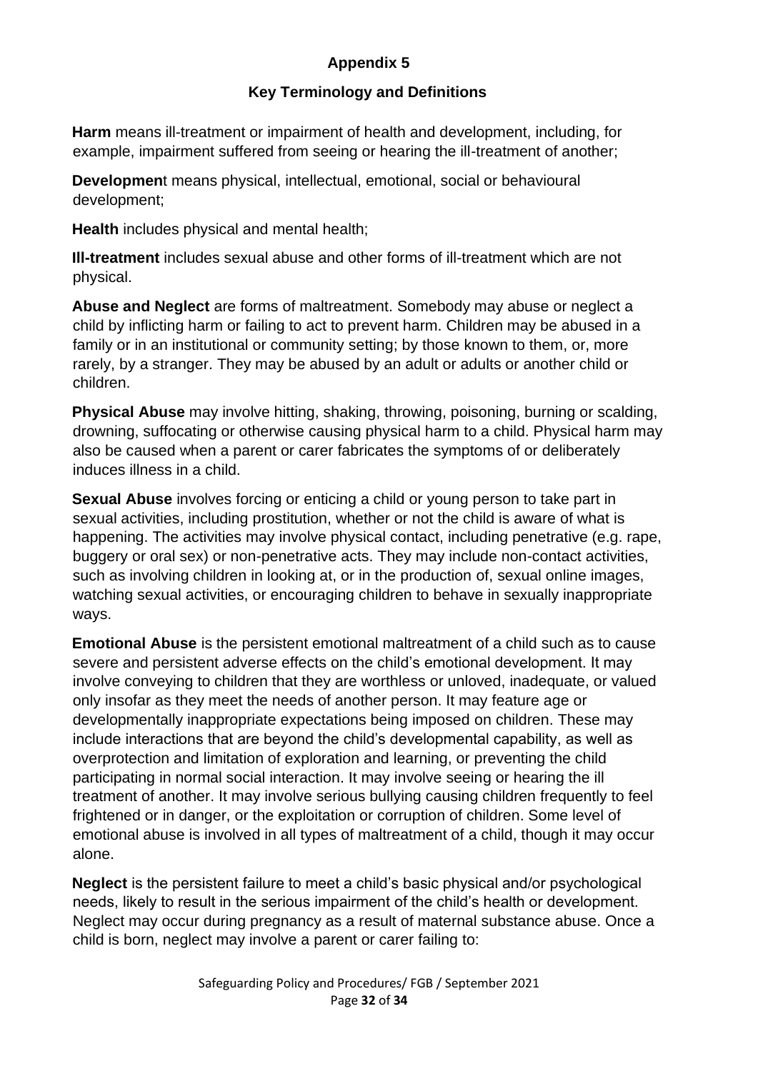## Appendix 5

## Key Terminology and Definitions

**Harm** means ill-treatment or impairment of health and development, including, for example, impairment suffered from seeing or hearing the ill-treatment of another;

**Development** means physical, intellectual, emotional, social or behavioural development;

**Health** includes physical and mental health;

**Ill-treatment** includes sexual abuse and other forms of ill-treatment which are not physical.

**Abuse and Neglect** are forms of maltreatment. Somebody may abuse or neglect a child by inflicting harm or failing to act to prevent harm. Children may be abused in a family or in an institutional or community setting; by those known to them, or, more rarely, by a stranger. They may be abused by an adult or adults or another child or children.

**Physical Abuse** may involve hitting, shaking, throwing, poisoning, burning or scalding, drowning, suffocating or otherwise causing physical harm to a child. Physical harm may also be caused when a parent or carer fabricates the symptoms of or deliberately induces illness in a child.

**Sexual Abuse** involves forcing or enticing a child or young person to take part in sexual activities, including prostitution, whether or not the child is aware of what is happening. The activities may involve physical contact, including penetrative (e.g. rape, buggery or oral sex) or non-penetrative acts. They may include non-contact activities, such as involving children in looking at, or in the production of, sexual online images, watching sexual activities, or encouraging children to behave in sexually inappropriate ways.

**Emotional Abuse** is the persistent emotional maltreatment of a child such as to cause severe and persistent adverse effects on the child's emotional development. It may involve conveying to children that they are worthless or unloved, inadequate, or valued only insofar as they meet the needs of another person. It may feature age or developmentally inappropriate expectations being imposed on children. These may include interactions that are beyond the child's developmental capability, as well as overprotection and limitation of exploration and learning, or preventing the child participating in normal social interaction. It may involve seeing or hearing the ill treatment of another. It may involve serious bullying causing children frequently to feel frightened or in danger, or the exploitation or corruption of children. Some level of emotional abuse is involved in all types of maltreatment of a child, though it may occur alone.

**Neglect** is the persistent failure to meet a child's basic physical and/or psychological needs, likely to result in the serious impairment of the child's health or development. Neglect may occur during pregnancy as a result of maternal substance abuse. Once a child is born, neglect may involve a parent or carer failing to: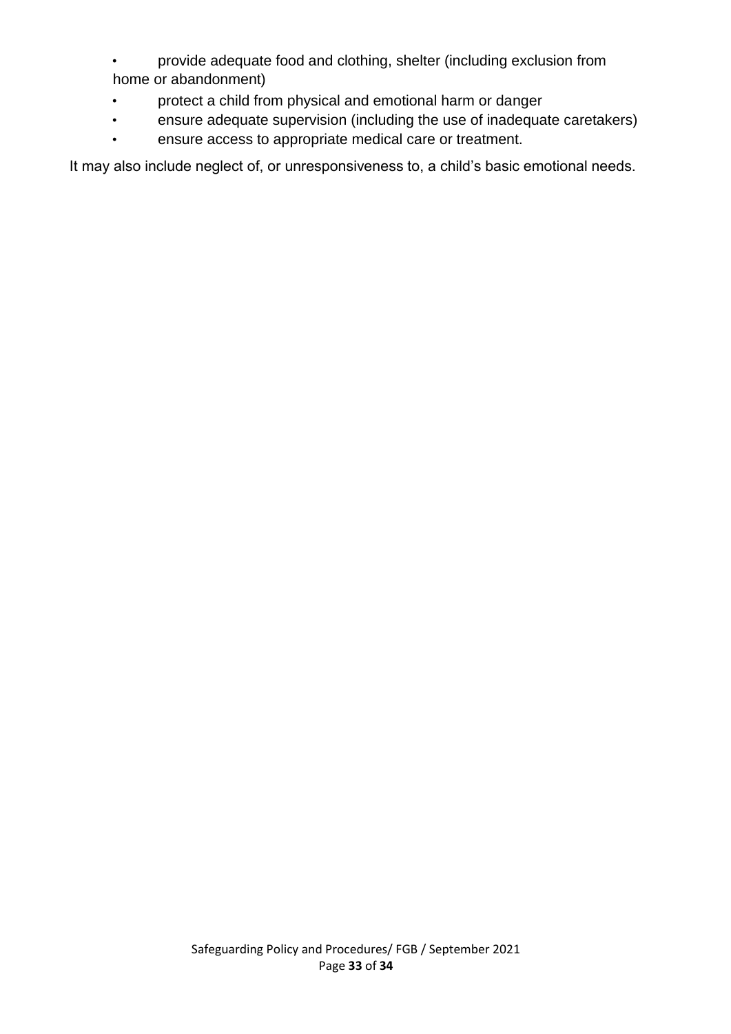- provide adequate food and clothing, shelter (including exclusion from home or abandonment)
- protect a child from physical and emotional harm or danger
- ensure adequate supervision (including the use of inadequate caretakers)
- ensure access to appropriate medical care or treatment.

It may also include neglect of, or unresponsiveness to, a child’s basic emotional needs.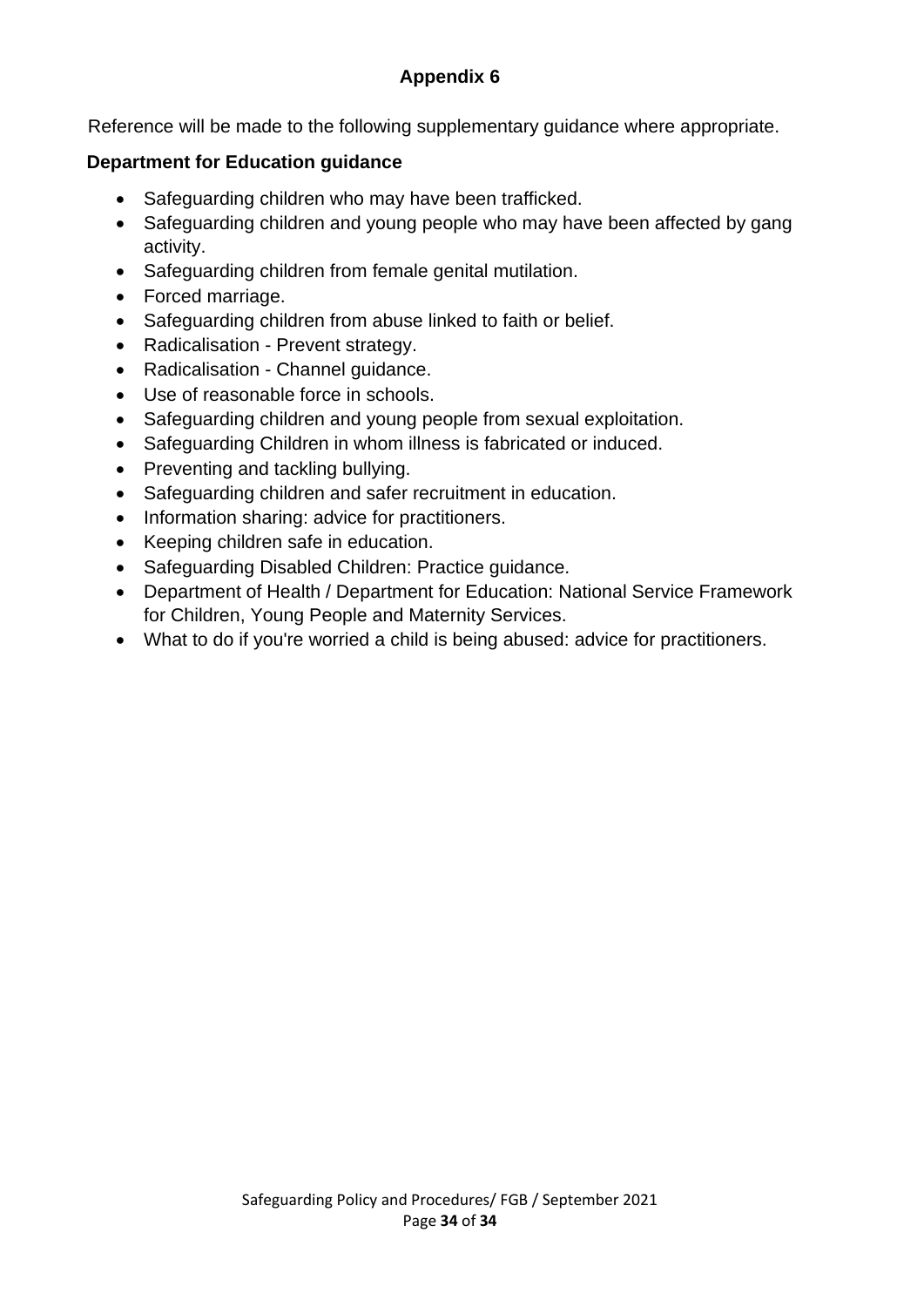# Appendix 6

Reference will be made to the following supplementary guidance where appropriate.

**Department for Education guidance**

- Safeguarding children who may have been trafficked.
- Safeguarding children and young people who may have been affected by gang activity.
- Safeguarding children from female genital mutilation.
- Forced marriage.
- Safeguarding children from abuse linked to faith or belief.
- Radicalisation - Prevent strategy.
- Radicalisation - Channel guidance.
- Use of reasonable force in schools.
- Safeguarding children and young people from sexual exploitation.
- Safeguarding Children in whom illness is fabricated or induced.
- Preventing and tackling bullying.
- Safeguarding children and safer recruitment in education.
- Information sharing: advice for practitioners.
- Keeping children safe in education.
- Safeguarding Disabled Children: Practice guidance.
- Department of Health / Department for Education: National Service Framework for Children, Young People and Maternity Services.
- What to do if you're worried a child is being abused: advice for practitioners.